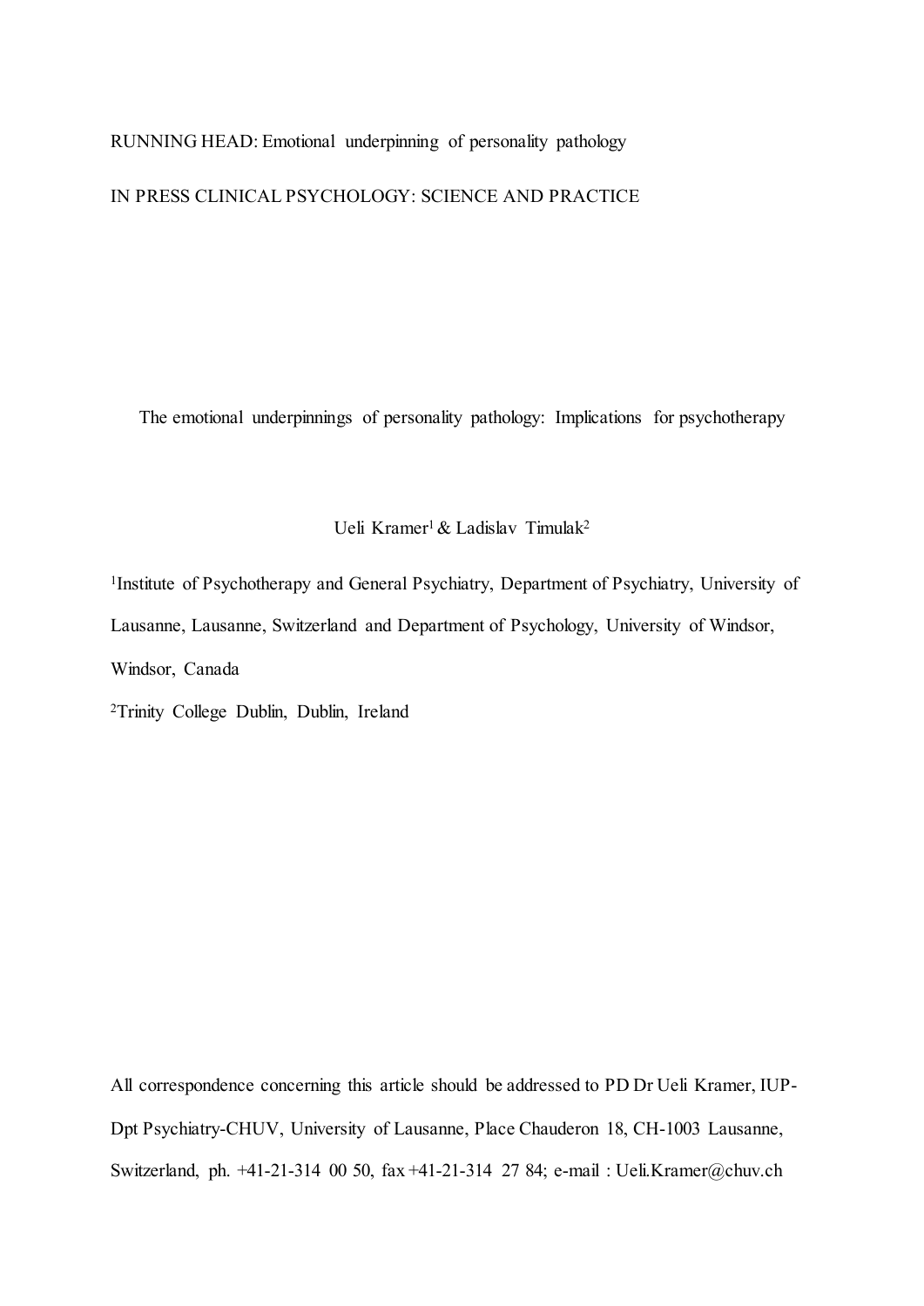RUNNING HEAD: Emotional underpinning of personality pathology

IN PRESS CLINICAL PSYCHOLOGY: SCIENCE AND PRACTICE

# The emotional underpinnings of personality pathology: Implications for psychotherapy

Ueli Kramer[1] & Ladislav Timulak[2]

[1]Institute of Psychotherapy and General Psychiatry, Department of Psychiatry, University of Lausanne, Lausanne, Switzerland and Department of Psychology, University of Windsor, Windsor, Canada

[2]Trinity College Dublin, Dublin, Ireland

All correspondence concerning this article should be addressed to PD Dr Ueli Kramer, IUP-Dpt Psychiatry-CHUV, University of Lausanne, Place Chauderon 18, CH-1003 Lausanne, Switzerland, ph. +41-21-314 00 50, fax +41-21-314 27 84; e-mail : Ueli.Kramer@chuv.ch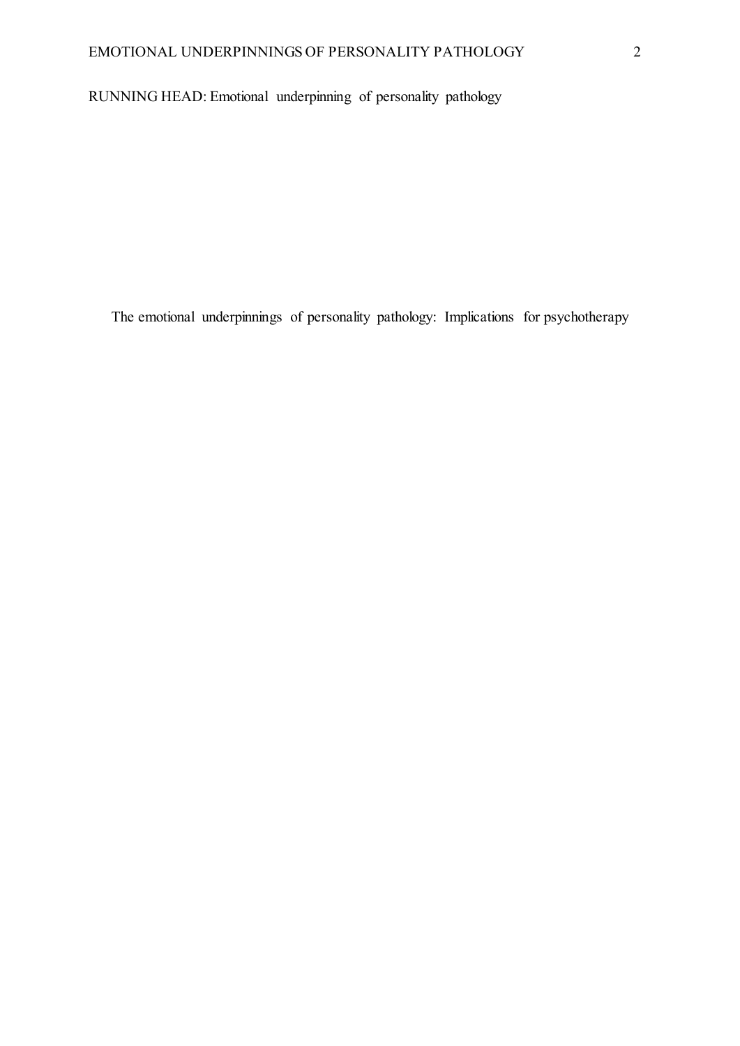RUNNING HEAD: Emotional underpinning of personality pathology

# The emotional underpinnings of personality pathology: Implications for psychotherapy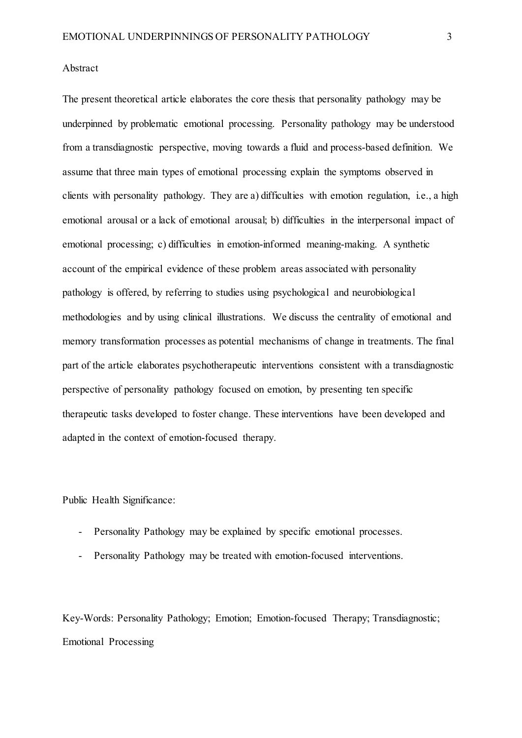## Abstract

The present theoretical article elaborates the core thesis that personality pathology may be underpinned by problematic emotional processing. Personality pathology may be understood from a transdiagnostic perspective, moving towards a fluid and process-based definition. We assume that three main types of emotional processing explain the symptoms observed in clients with personality pathology. They are a) difficulties with emotion regulation, i.e., a high emotional arousal or a lack of emotional arousal; b) difficulties in the interpersonal impact of emotional processing; c) difficulties in emotion-informed meaning-making. A synthetic account of the empirical evidence of these problem areas associated with personality pathology is offered, by referring to studies using psychological and neurobiological methodologies and by using clinical illustrations. We discuss the centrality of emotional and memory transformation processes as potential mechanisms of change in treatments. The final part of the article elaborates psychotherapeutic interventions consistent with a transdiagnostic perspective of personality pathology focused on emotion, by presenting ten specific therapeutic tasks developed to foster change. These interventions have been developed and adapted in the context of emotion-focused therapy.

Public Health Significance:

- Personality Pathology may be explained by specific emotional processes.
- Personality Pathology may be treated with emotion-focused interventions.

Key-Words: Personality Pathology; Emotion; Emotion-focused Therapy; Transdiagnostic; Emotional Processing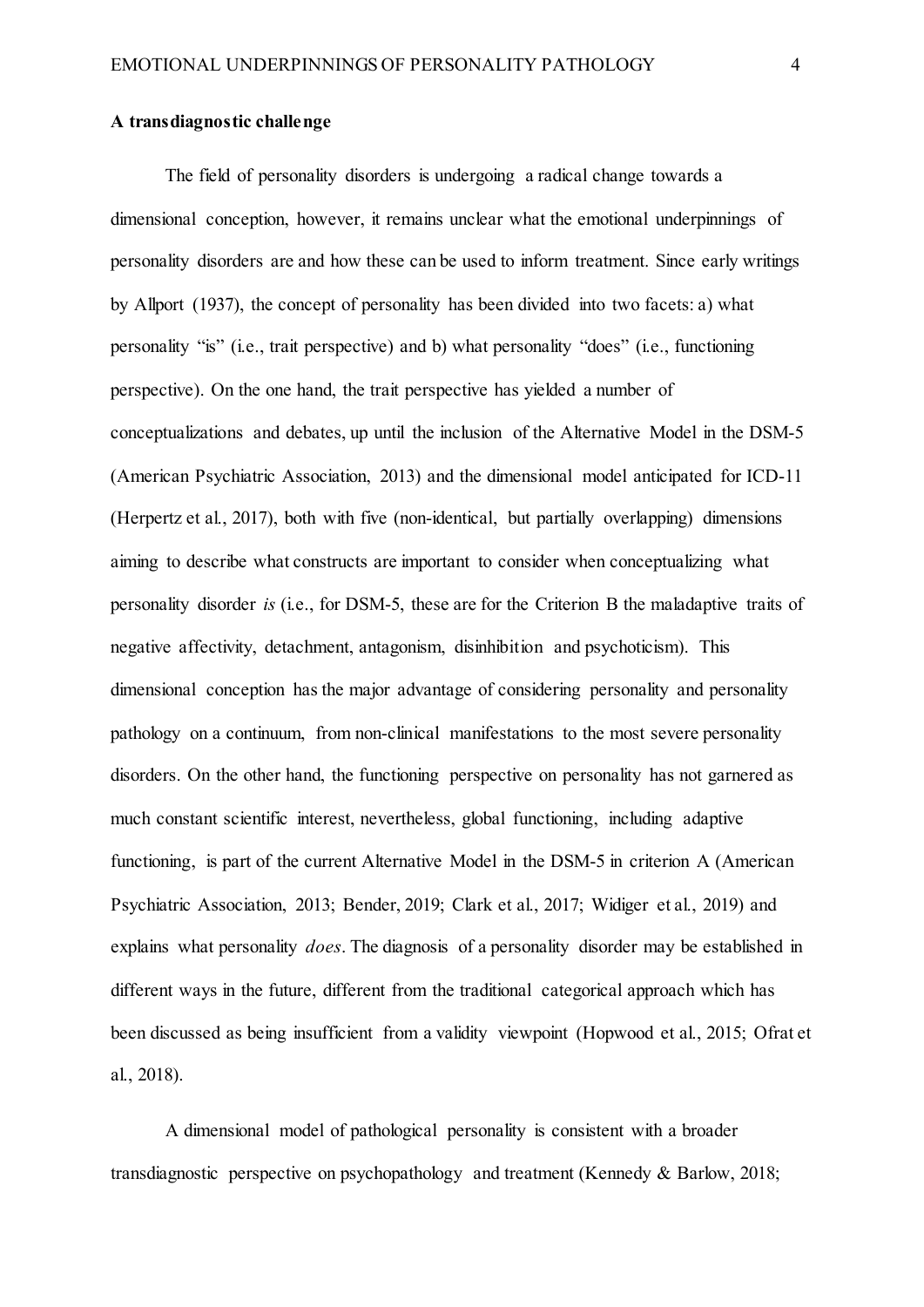**A transdiagnostic challenge**

The field of personality disorders is undergoing a radical change towards a dimensional conception, however, it remains unclear what the emotional underpinnings of personality disorders are and how these can be used to inform treatment. Since early writings by Allport (1937), the concept of personality has been divided into two facets: a) what personality "is" (i.e., trait perspective) and b) what personality "does" (i.e., functioning perspective). On the one hand, the trait perspective has yielded a number of conceptualizations and debates, up until the inclusion of the Alternative Model in the DSM-5 (American Psychiatric Association, 2013) and the dimensional model anticipated for ICD-11 (Herpertz et al., 2017), both with five (non-identical, but partially overlapping) dimensions aiming to describe what constructs are important to consider when conceptualizing what personality disorder *is* (i.e., for DSM-5, these are for the Criterion B the maladaptive traits of negative affectivity, detachment, antagonism, disinhibition and psychoticism). This dimensional conception has the major advantage of considering personality and personality pathology on a continuum, from non-clinical manifestations to the most severe personality disorders. On the other hand, the functioning perspective on personality has not garnered as much constant scientific interest, nevertheless, global functioning, including adaptive functioning, is part of the current Alternative Model in the DSM-5 in criterion A (American Psychiatric Association, 2013; Bender, 2019; Clark et al., 2017; Widiger et al., 2019) and explains what personality *does*. The diagnosis of a personality disorder may be established in different ways in the future, different from the traditional categorical approach which has been discussed as being insufficient from a validity viewpoint (Hopwood et al., 2015; Ofrat et al., 2018).

A dimensional model of pathological personality is consistent with a broader transdiagnostic perspective on psychopathology and treatment (Kennedy & Barlow, 2018;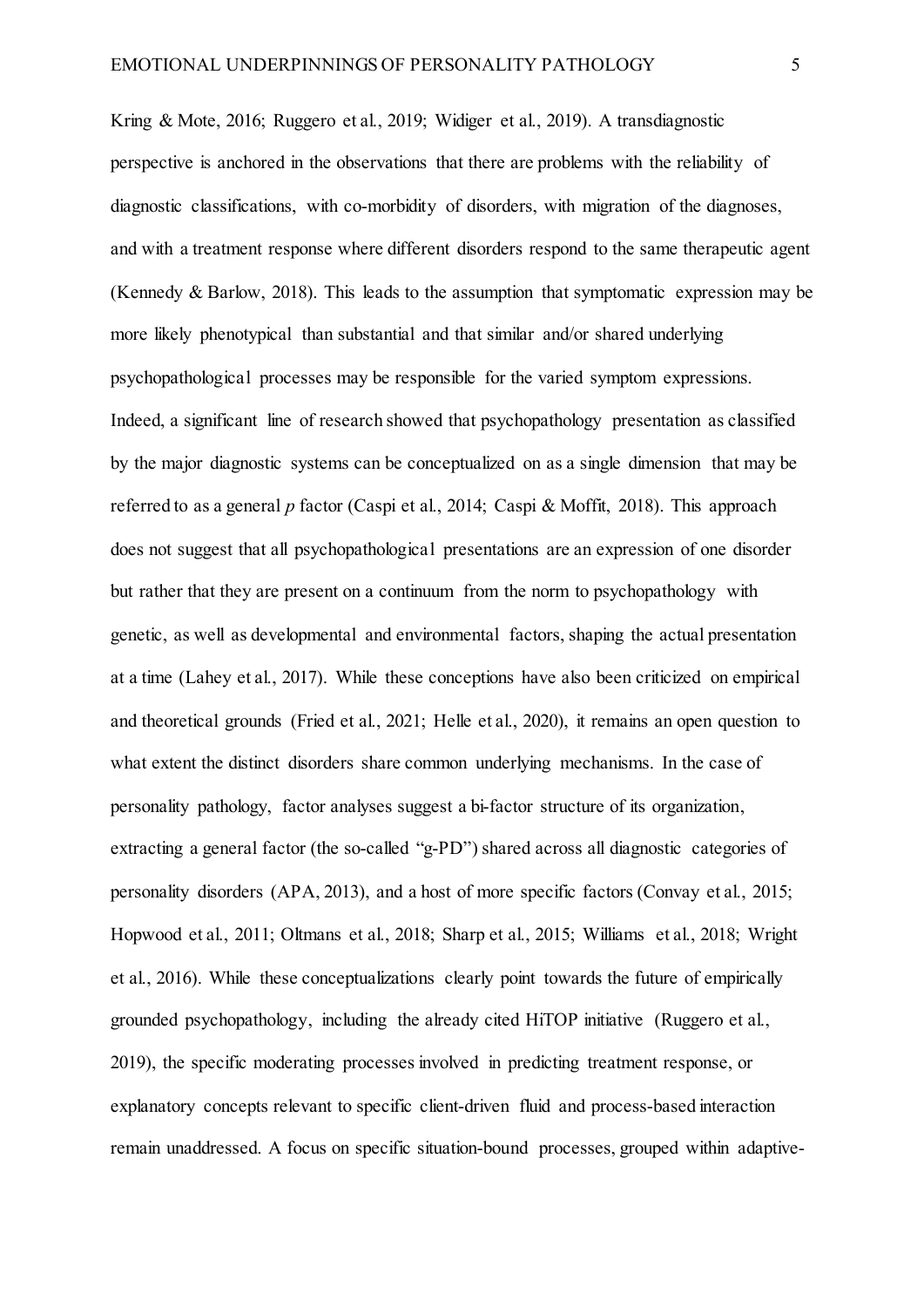Kring & Mote, 2016; Ruggero et al., 2019; Widiger et al., 2019). A transdiagnostic perspective is anchored in the observations that there are problems with the reliability of diagnostic classifications, with co-morbidity of disorders, with migration of the diagnoses, and with a treatment response where different disorders respond to the same therapeutic agent (Kennedy & Barlow, 2018). This leads to the assumption that symptomatic expression may be more likely phenotypical than substantial and that similar and/or shared underlying psychopathological processes may be responsible for the varied symptom expressions. Indeed, a significant line of research showed that psychopathology presentation as classified by the major diagnostic systems can be conceptualized on as a single dimension that may be referred to as a general *p* factor (Caspi et al., 2014; Caspi & Moffit, 2018). This approach does not suggest that all psychopathological presentations are an expression of one disorder but rather that they are present on a continuum from the norm to psychopathology with genetic, as well as developmental and environmental factors, shaping the actual presentation at a time (Lahey et al., 2017). While these conceptions have also been criticized on empirical and theoretical grounds (Fried et al., 2021; Helle et al., 2020), it remains an open question to what extent the distinct disorders share common underlying mechanisms. In the case of personality pathology, factor analyses suggest a bi-factor structure of its organization, extracting a general factor (the so-called "g-PD") shared across all diagnostic categories of personality disorders (APA, 2013), and a host of more specific factors (Convay et al., 2015; Hopwood et al., 2011; Oltmans et al., 2018; Sharp et al., 2015; Williams et al., 2018; Wright et al., 2016). While these conceptualizations clearly point towards the future of empirically grounded psychopathology, including the already cited HiTOP initiative (Ruggero et al., 2019), the specific moderating processes involved in predicting treatment response, or explanatory concepts relevant to specific client-driven fluid and process-based interaction remain unaddressed. A focus on specific situation-bound processes, grouped within adaptive-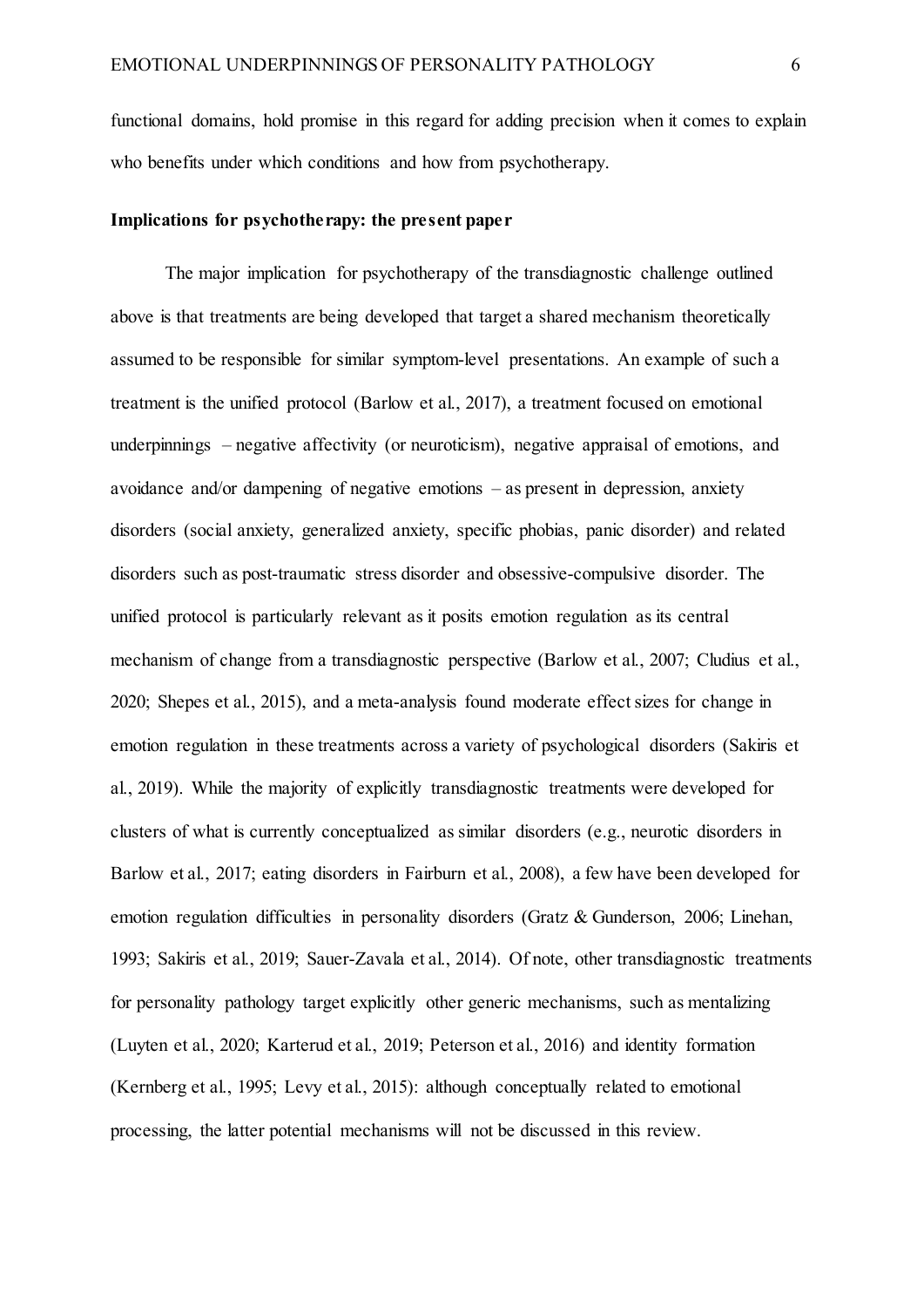functional domains, hold promise in this regard for adding precision when it comes to explain who benefits under which conditions and how from psychotherapy.

**Implications for psychotherapy: the present paper**

The major implication for psychotherapy of the transdiagnostic challenge outlined above is that treatments are being developed that target a shared mechanism theoretically assumed to be responsible for similar symptom-level presentations. An example of such a treatment is the unified protocol (Barlow et al., 2017), a treatment focused on emotional underpinnings – negative affectivity (or neuroticism), negative appraisal of emotions, and avoidance and/or dampening of negative emotions – as present in depression, anxiety disorders (social anxiety, generalized anxiety, specific phobias, panic disorder) and related disorders such as post-traumatic stress disorder and obsessive-compulsive disorder. The unified protocol is particularly relevant as it posits emotion regulation as its central mechanism of change from a transdiagnostic perspective (Barlow et al., 2007; Cludius et al., 2020; Shepes et al., 2015), and a meta-analysis found moderate effect sizes for change in emotion regulation in these treatments across a variety of psychological disorders (Sakiris et al., 2019). While the majority of explicitly transdiagnostic treatments were developed for clusters of what is currently conceptualized as similar disorders (e.g., neurotic disorders in Barlow et al., 2017; eating disorders in Fairburn et al., 2008), a few have been developed for emotion regulation difficulties in personality disorders (Gratz & Gunderson, 2006; Linehan, 1993; Sakiris et al., 2019; Sauer-Zavala et al., 2014). Of note, other transdiagnostic treatments for personality pathology target explicitly other generic mechanisms, such as mentalizing (Luyten et al., 2020; Karterud et al., 2019; Peterson et al., 2016) and identity formation (Kernberg et al., 1995; Levy et al., 2015): although conceptually related to emotional processing, the latter potential mechanisms will not be discussed in this review.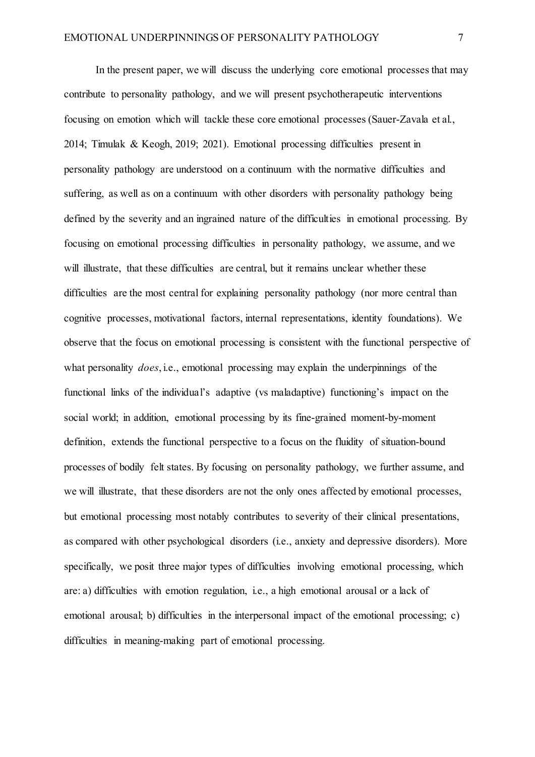In the present paper, we will discuss the underlying core emotional processes that may contribute to personality pathology, and we will present psychotherapeutic interventions focusing on emotion which will tackle these core emotional processes (Sauer-Zavala et al., 2014; Timulak & Keogh, 2019; 2021). Emotional processing difficulties present in personality pathology are understood on a continuum with the normative difficulties and suffering, as well as on a continuum with other disorders with personality pathology being defined by the severity and an ingrained nature of the difficulties in emotional processing. By focusing on emotional processing difficulties in personality pathology, we assume, and we will illustrate, that these difficulties are central, but it remains unclear whether these difficulties are the most central for explaining personality pathology (nor more central than cognitive processes, motivational factors, internal representations, identity foundations). We observe that the focus on emotional processing is consistent with the functional perspective of what personality *does*, i.e., emotional processing may explain the underpinnings of the functional links of the individual's adaptive (vs maladaptive) functioning's impact on the social world; in addition, emotional processing by its fine-grained moment-by-moment definition, extends the functional perspective to a focus on the fluidity of situation-bound processes of bodily felt states. By focusing on personality pathology, we further assume, and we will illustrate, that these disorders are not the only ones affected by emotional processes, but emotional processing most notably contributes to severity of their clinical presentations, as compared with other psychological disorders (i.e., anxiety and depressive disorders). More specifically, we posit three major types of difficulties involving emotional processing, which are: a) difficulties with emotion regulation, i.e., a high emotional arousal or a lack of emotional arousal; b) difficulties in the interpersonal impact of the emotional processing; c) difficulties in meaning-making part of emotional processing.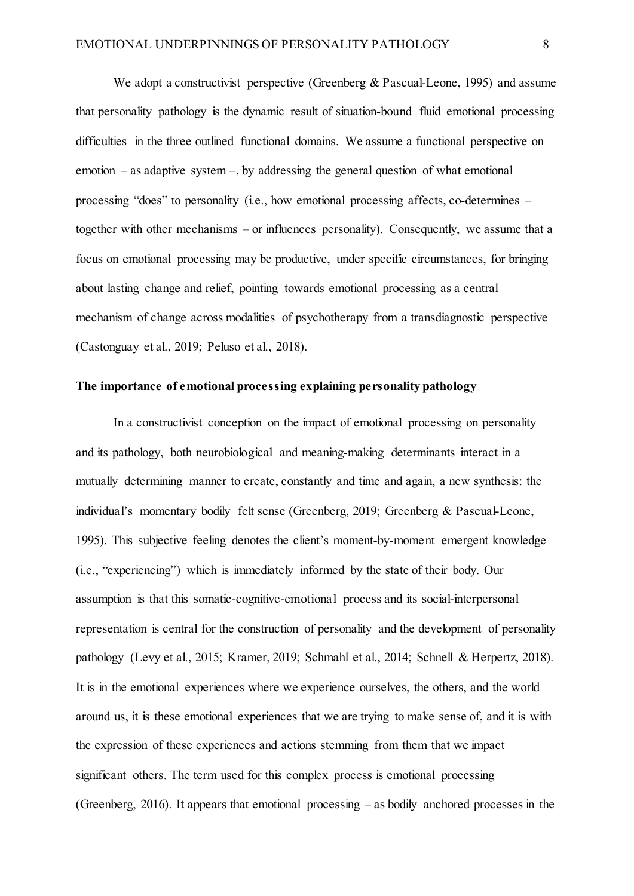We adopt a constructivist perspective (Greenberg & Pascual-Leone, 1995) and assume that personality pathology is the dynamic result of situation-bound fluid emotional processing difficulties in the three outlined functional domains. We assume a functional perspective on emotion – as adaptive system –, by addressing the general question of what emotional processing "does" to personality (i.e., how emotional processing affects, co-determines – together with other mechanisms – or influences personality). Consequently, we assume that a focus on emotional processing may be productive, under specific circumstances, for bringing about lasting change and relief, pointing towards emotional processing as a central mechanism of change across modalities of psychotherapy from a transdiagnostic perspective (Castonguay et al., 2019; Peluso et al., 2018).

**The importance of emotional processing explaining personality pathology**

In a constructivist conception on the impact of emotional processing on personality and its pathology, both neurobiological and meaning-making determinants interact in a mutually determining manner to create, constantly and time and again, a new synthesis: the individual's momentary bodily felt sense (Greenberg, 2019; Greenberg & Pascual-Leone, 1995). This subjective feeling denotes the client's moment-by-moment emergent knowledge (i.e., "experiencing") which is immediately informed by the state of their body. Our assumption is that this somatic-cognitive-emotional process and its social-interpersonal representation is central for the construction of personality and the development of personality pathology (Levy et al., 2015; Kramer, 2019; Schmahl et al., 2014; Schnell & Herpertz, 2018). It is in the emotional experiences where we experience ourselves, the others, and the world around us, it is these emotional experiences that we are trying to make sense of, and it is with the expression of these experiences and actions stemming from them that we impact significant others. The term used for this complex process is emotional processing (Greenberg, 2016). It appears that emotional processing – as bodily anchored processes in the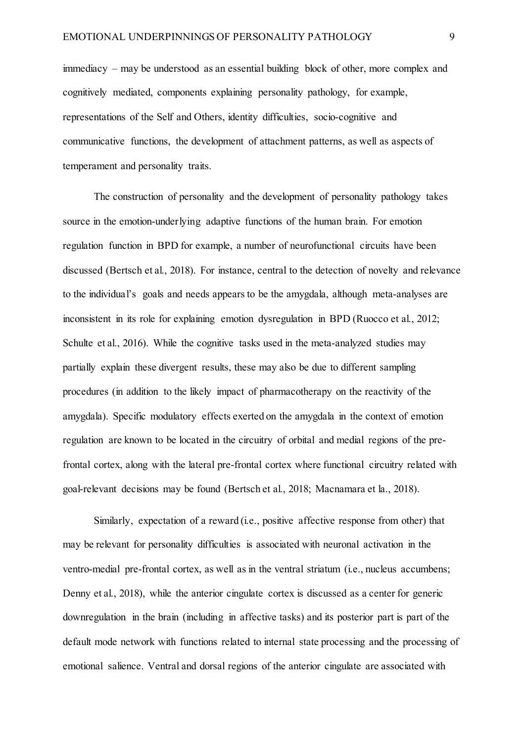immediacy – may be understood as an essential building block of other, more complex and cognitively mediated, components explaining personality pathology, for example, representations of the Self and Others, identity difficulties, socio-cognitive and communicative functions, the development of attachment patterns, as well as aspects of temperament and personality traits.

The construction of personality and the development of personality pathology takes source in the emotion-underlying adaptive functions of the human brain. For emotion regulation function in BPD for example, a number of neurofunctional circuits have been discussed (Bertsch et al., 2018). For instance, central to the detection of novelty and relevance to the individual's goals and needs appears to be the amygdala, although meta-analyses are inconsistent in its role for explaining emotion dysregulation in BPD (Ruocco et al., 2012; Schulte et al., 2016). While the cognitive tasks used in the meta-analyzed studies may partially explain these divergent results, these may also be due to different sampling procedures (in addition to the likely impact of pharmacotherapy on the reactivity of the amygdala). Specific modulatory effects exerted on the amygdala in the context of emotion regulation are known to be located in the circuitry of orbital and medial regions of the pre-frontal cortex, along with the lateral pre-frontal cortex where functional circuitry related with goal-relevant decisions may be found (Bertsch et al., 2018; Macnamara et la., 2018).

Similarly, expectation of a reward (i.e., positive affective response from other) that may be relevant for personality difficulties is associated with neuronal activation in the ventro-medial pre-frontal cortex, as well as in the ventral striatum (i.e., nucleus accumbens; Denny et al., 2018), while the anterior cingulate cortex is discussed as a center for generic downregulation in the brain (including in affective tasks) and its posterior part is part of the default mode network with functions related to internal state processing and the processing of emotional salience. Ventral and dorsal regions of the anterior cingulate are associated with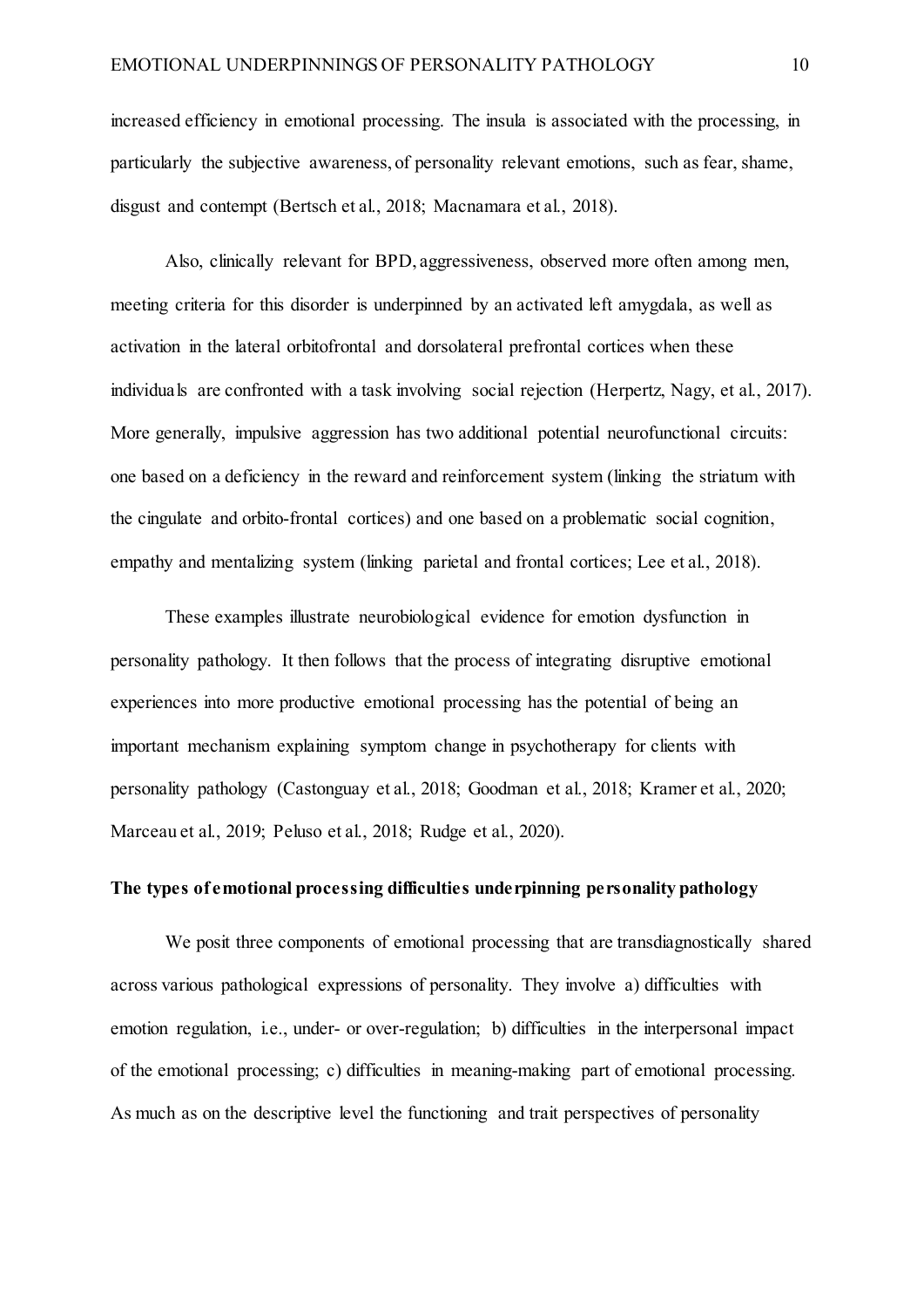increased efficiency in emotional processing. The insula is associated with the processing, in particularly the subjective awareness, of personality relevant emotions, such as fear, shame, disgust and contempt (Bertsch et al., 2018; Macnamara et al., 2018).

Also, clinically relevant for BPD, aggressiveness, observed more often among men, meeting criteria for this disorder is underpinned by an activated left amygdala, as well as activation in the lateral orbitofrontal and dorsolateral prefrontal cortices when these individuals are confronted with a task involving social rejection (Herpertz, Nagy, et al., 2017). More generally, impulsive aggression has two additional potential neurofunctional circuits: one based on a deficiency in the reward and reinforcement system (linking the striatum with the cingulate and orbito-frontal cortices) and one based on a problematic social cognition, empathy and mentalizing system (linking parietal and frontal cortices; Lee et al., 2018).

These examples illustrate neurobiological evidence for emotion dysfunction in personality pathology. It then follows that the process of integrating disruptive emotional experiences into more productive emotional processing has the potential of being an important mechanism explaining symptom change in psychotherapy for clients with personality pathology (Castonguay et al., 2018; Goodman et al., 2018; Kramer et al., 2020; Marceau et al., 2019; Peluso et al., 2018; Rudge et al., 2020).

## The types of emotional processing difficulties underpinning personality pathology

We posit three components of emotional processing that are transdiagnostically shared across various pathological expressions of personality. They involve a) difficulties with emotion regulation, i.e., under- or over-regulation; b) difficulties in the interpersonal impact of the emotional processing; c) difficulties in meaning-making part of emotional processing. As much as on the descriptive level the functioning and trait perspectives of personality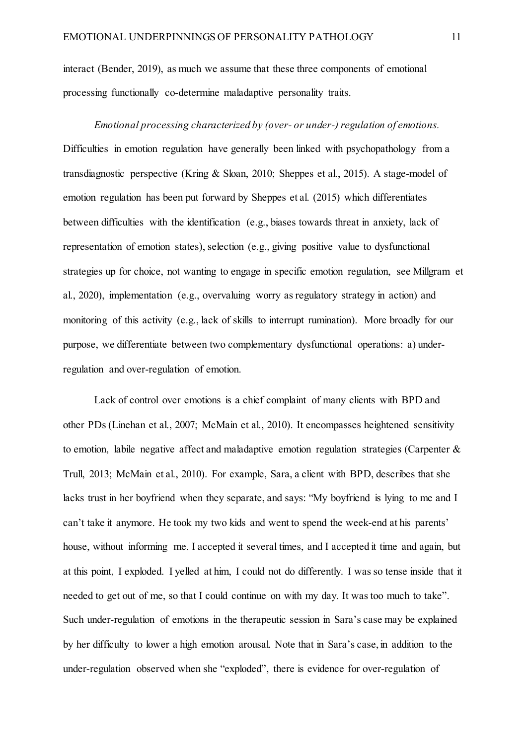interact (Bender, 2019), as much we assume that these three components of emotional processing functionally co-determine maladaptive personality traits.

*Emotional processing characterized by (over- or under-) regulation of emotions.* Difficulties in emotion regulation have generally been linked with psychopathology from a transdiagnostic perspective (Kring & Sloan, 2010; Sheppes et al., 2015). A stage-model of emotion regulation has been put forward by Sheppes et al. (2015) which differentiates between difficulties with the identification (e.g., biases towards threat in anxiety, lack of representation of emotion states), selection (e.g., giving positive value to dysfunctional strategies up for choice, not wanting to engage in specific emotion regulation, see Millgram et al., 2020), implementation (e.g., overvaluing worry as regulatory strategy in action) and monitoring of this activity (e.g., lack of skills to interrupt rumination). More broadly for our purpose, we differentiate between two complementary dysfunctional operations: a) under-regulation and over-regulation of emotion.

Lack of control over emotions is a chief complaint of many clients with BPD and other PDs (Linehan et al., 2007; McMain et al., 2010). It encompasses heightened sensitivity to emotion, labile negative affect and maladaptive emotion regulation strategies (Carpenter & Trull, 2013; McMain et al., 2010). For example, Sara, a client with BPD, describes that she lacks trust in her boyfriend when they separate, and says: "My boyfriend is lying to me and I can't take it anymore. He took my two kids and went to spend the week-end at his parents' house, without informing me. I accepted it several times, and I accepted it time and again, but at this point, I exploded. I yelled at him, I could not do differently. I was so tense inside that it needed to get out of me, so that I could continue on with my day. It was too much to take". Such under-regulation of emotions in the therapeutic session in Sara's case may be explained by her difficulty to lower a high emotion arousal. Note that in Sara's case, in addition to the under-regulation observed when she "exploded", there is evidence for over-regulation of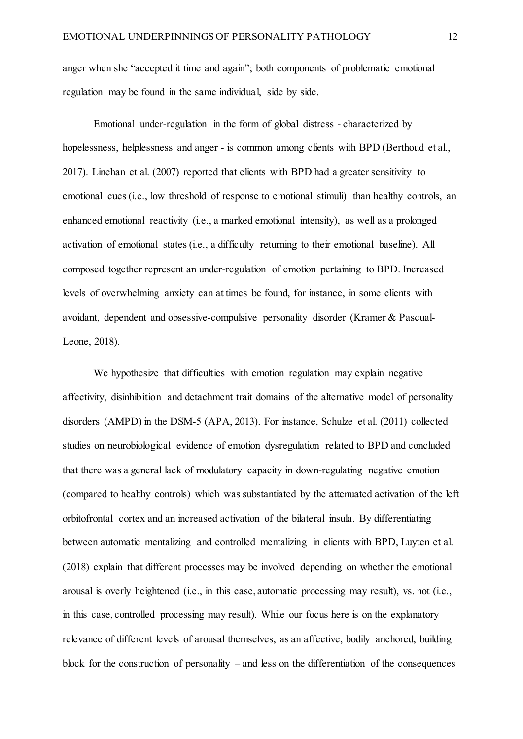anger when she "accepted it time and again"; both components of problematic emotional regulation may be found in the same individual, side by side.

Emotional under-regulation in the form of global distress - characterized by hopelessness, helplessness and anger - is common among clients with BPD (Berthoud et al., 2017). Linehan et al. (2007) reported that clients with BPD had a greater sensitivity to emotional cues (i.e., low threshold of response to emotional stimuli) than healthy controls, an enhanced emotional reactivity (i.e., a marked emotional intensity), as well as a prolonged activation of emotional states (i.e., a difficulty returning to their emotional baseline). All composed together represent an under-regulation of emotion pertaining to BPD. Increased levels of overwhelming anxiety can at times be found, for instance, in some clients with avoidant, dependent and obsessive-compulsive personality disorder (Kramer & Pascual-Leone, 2018).

We hypothesize that difficulties with emotion regulation may explain negative affectivity, disinhibition and detachment trait domains of the alternative model of personality disorders (AMPD) in the DSM-5 (APA, 2013). For instance, Schulze et al. (2011) collected studies on neurobiological evidence of emotion dysregulation related to BPD and concluded that there was a general lack of modulatory capacity in down-regulating negative emotion (compared to healthy controls) which was substantiated by the attenuated activation of the left orbitofrontal cortex and an increased activation of the bilateral insula. By differentiating between automatic mentalizing and controlled mentalizing in clients with BPD, Luyten et al. (2018) explain that different processes may be involved depending on whether the emotional arousal is overly heightened (i.e., in this case, automatic processing may result), vs. not (i.e., in this case, controlled processing may result). While our focus here is on the explanatory relevance of different levels of arousal themselves, as an affective, bodily anchored, building block for the construction of personality – and less on the differentiation of the consequences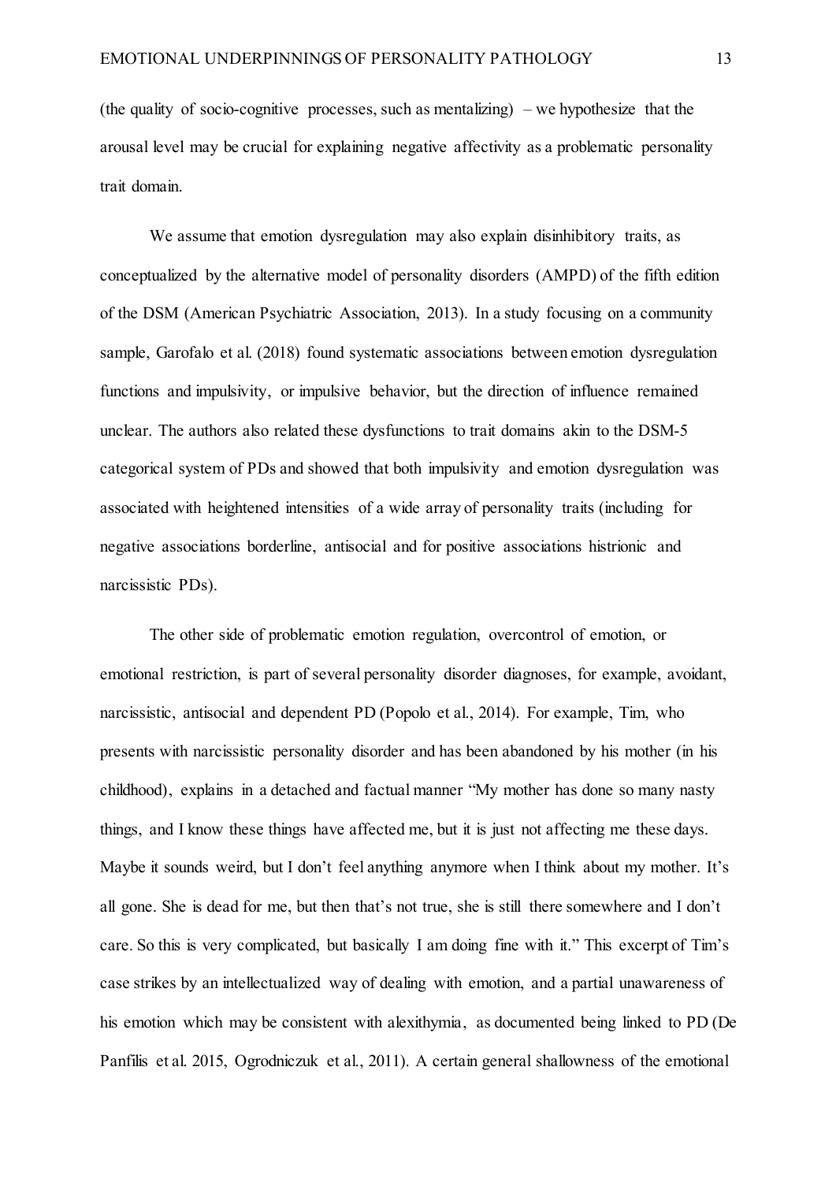(the quality of socio-cognitive processes, such as mentalizing) – we hypothesize that the arousal level may be crucial for explaining negative affectivity as a problematic personality trait domain.

We assume that emotion dysregulation may also explain disinhibitory traits, as conceptualized by the alternative model of personality disorders (AMPD) of the fifth edition of the DSM (American Psychiatric Association, 2013). In a study focusing on a community sample, Garofalo et al. (2018) found systematic associations between emotion dysregulation functions and impulsivity, or impulsive behavior, but the direction of influence remained unclear. The authors also related these dysfunctions to trait domains akin to the DSM-5 categorical system of PDs and showed that both impulsivity and emotion dysregulation was associated with heightened intensities of a wide array of personality traits (including for negative associations borderline, antisocial and for positive associations histrionic and narcissistic PDs).

The other side of problematic emotion regulation, overcontrol of emotion, or emotional restriction, is part of several personality disorder diagnoses, for example, avoidant, narcissistic, antisocial and dependent PD (Popolo et al., 2014). For example, Tim, who presents with narcissistic personality disorder and has been abandoned by his mother (in his childhood), explains in a detached and factual manner "My mother has done so many nasty things, and I know these things have affected me, but it is just not affecting me these days. Maybe it sounds weird, but I don't feel anything anymore when I think about my mother. It's all gone. She is dead for me, but then that's not true, she is still there somewhere and I don't care. So this is very complicated, but basically I am doing fine with it." This excerpt of Tim's case strikes by an intellectualized way of dealing with emotion, and a partial unawareness of his emotion which may be consistent with alexithymia, as documented being linked to PD (De Panfilis et al. 2015, Ogrodniczuk et al., 2011). A certain general shallowness of the emotional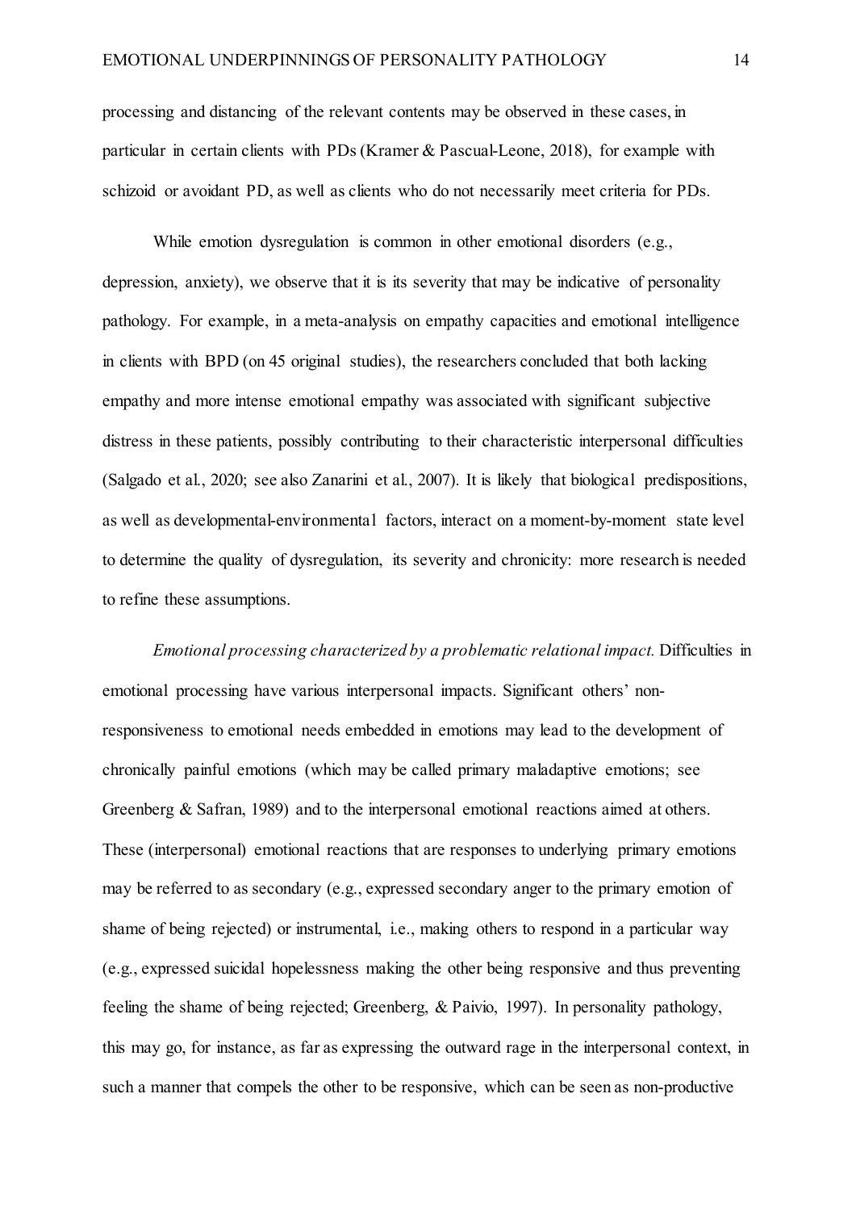processing and distancing of the relevant contents may be observed in these cases, in particular in certain clients with PDs (Kramer & Pascual-Leone, 2018), for example with schizoid or avoidant PD, as well as clients who do not necessarily meet criteria for PDs.

While emotion dysregulation is common in other emotional disorders (e.g., depression, anxiety), we observe that it is its severity that may be indicative of personality pathology. For example, in a meta-analysis on empathy capacities and emotional intelligence in clients with BPD (on 45 original studies), the researchers concluded that both lacking empathy and more intense emotional empathy was associated with significant subjective distress in these patients, possibly contributing to their characteristic interpersonal difficulties (Salgado et al., 2020; see also Zanarini et al., 2007). It is likely that biological predispositions, as well as developmental-environmental factors, interact on a moment-by-moment state level to determine the quality of dysregulation, its severity and chronicity: more research is needed to refine these assumptions.

*Emotional processing characterized by a problematic relational impact.* Difficulties in emotional processing have various interpersonal impacts. Significant others' non-responsiveness to emotional needs embedded in emotions may lead to the development of chronically painful emotions (which may be called primary maladaptive emotions; see Greenberg & Safran, 1989) and to the interpersonal emotional reactions aimed at others. These (interpersonal) emotional reactions that are responses to underlying primary emotions may be referred to as secondary (e.g., expressed secondary anger to the primary emotion of shame of being rejected) or instrumental, i.e., making others to respond in a particular way (e.g., expressed suicidal hopelessness making the other being responsive and thus preventing feeling the shame of being rejected; Greenberg, & Paivio, 1997). In personality pathology, this may go, for instance, as far as expressing the outward rage in the interpersonal context, in such a manner that compels the other to be responsive, which can be seen as non-productive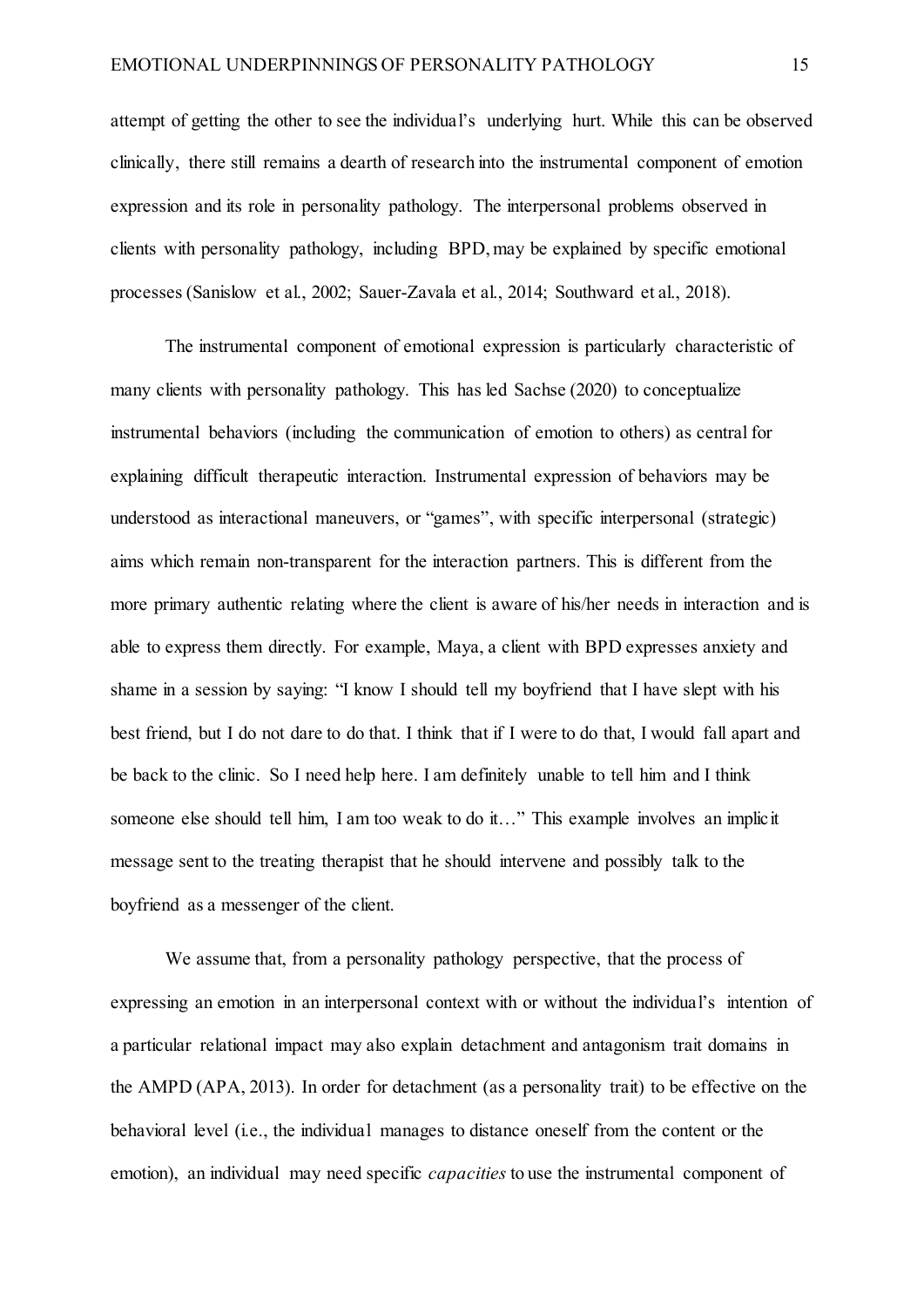attempt of getting the other to see the individual's underlying hurt. While this can be observed clinically, there still remains a dearth of research into the instrumental component of emotion expression and its role in personality pathology. The interpersonal problems observed in clients with personality pathology, including BPD, may be explained by specific emotional processes (Sanislow et al., 2002; Sauer-Zavala et al., 2014; Southward et al., 2018).

The instrumental component of emotional expression is particularly characteristic of many clients with personality pathology. This has led Sachse (2020) to conceptualize instrumental behaviors (including the communication of emotion to others) as central for explaining difficult therapeutic interaction. Instrumental expression of behaviors may be understood as interactional maneuvers, or "games", with specific interpersonal (strategic) aims which remain non-transparent for the interaction partners. This is different from the more primary authentic relating where the client is aware of his/her needs in interaction and is able to express them directly. For example, Maya, a client with BPD expresses anxiety and shame in a session by saying: "I know I should tell my boyfriend that I have slept with his best friend, but I do not dare to do that. I think that if I were to do that, I would fall apart and be back to the clinic. So I need help here. I am definitely unable to tell him and I think someone else should tell him, I am too weak to do it…" This example involves an implicit message sent to the treating therapist that he should intervene and possibly talk to the boyfriend as a messenger of the client.

We assume that, from a personality pathology perspective, that the process of expressing an emotion in an interpersonal context with or without the individual's intention of a particular relational impact may also explain detachment and antagonism trait domains in the AMPD (APA, 2013). In order for detachment (as a personality trait) to be effective on the behavioral level (i.e., the individual manages to distance oneself from the content or the emotion), an individual may need specific *capacities* to use the instrumental component of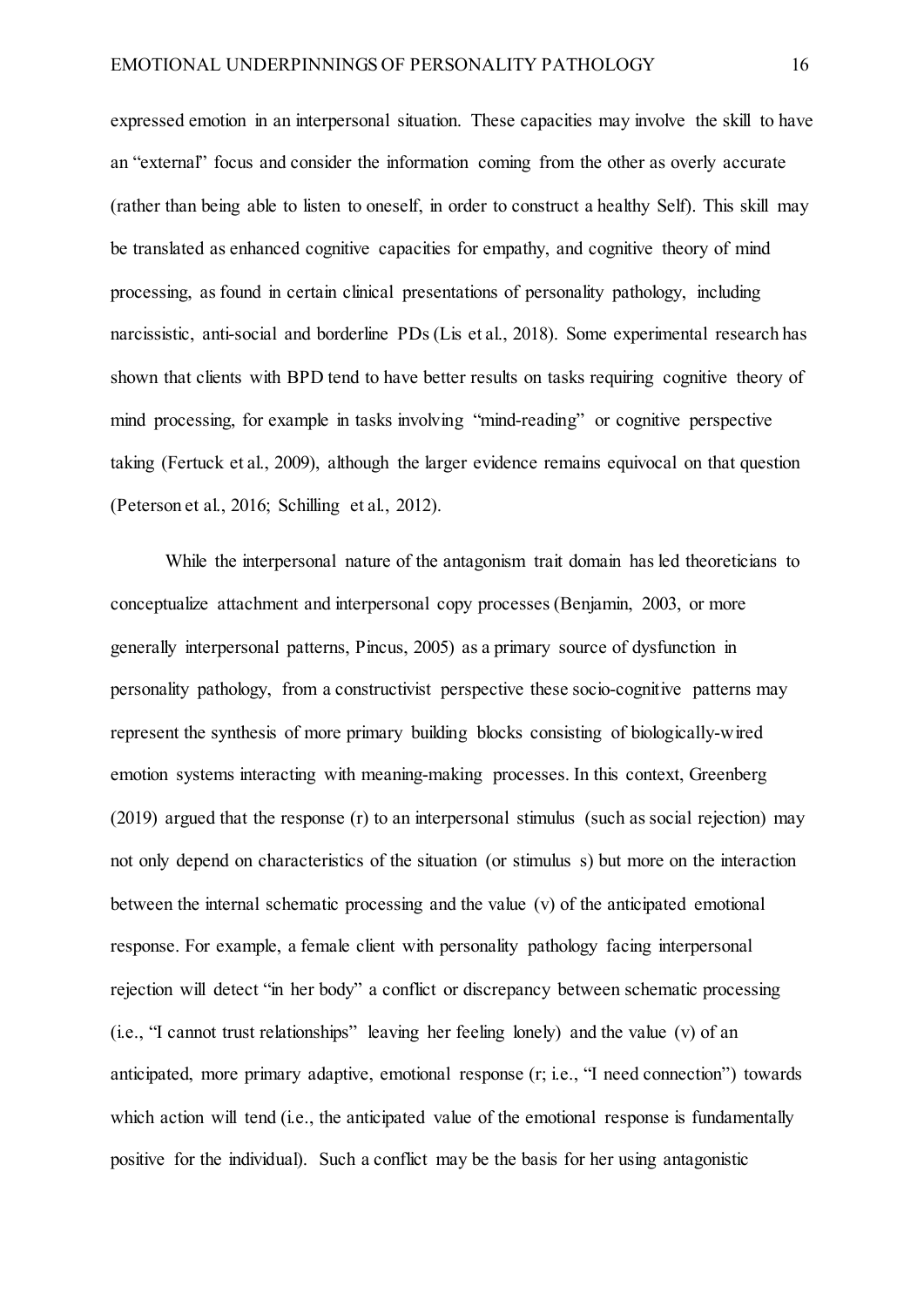expressed emotion in an interpersonal situation. These capacities may involve the skill to have an "external" focus and consider the information coming from the other as overly accurate (rather than being able to listen to oneself, in order to construct a healthy Self). This skill may be translated as enhanced cognitive capacities for empathy, and cognitive theory of mind processing, as found in certain clinical presentations of personality pathology, including narcissistic, anti-social and borderline PDs (Lis et al., 2018). Some experimental research has shown that clients with BPD tend to have better results on tasks requiring cognitive theory of mind processing, for example in tasks involving "mind-reading" or cognitive perspective taking (Fertuck et al., 2009), although the larger evidence remains equivocal on that question (Peterson et al., 2016; Schilling et al., 2012).

While the interpersonal nature of the antagonism trait domain has led theoreticians to conceptualize attachment and interpersonal copy processes (Benjamin, 2003, or more generally interpersonal patterns, Pincus, 2005) as a primary source of dysfunction in personality pathology, from a constructivist perspective these socio-cognitive patterns may represent the synthesis of more primary building blocks consisting of biologically-wired emotion systems interacting with meaning-making processes. In this context, Greenberg (2019) argued that the response (r) to an interpersonal stimulus (such as social rejection) may not only depend on characteristics of the situation (or stimulus s) but more on the interaction between the internal schematic processing and the value (v) of the anticipated emotional response. For example, a female client with personality pathology facing interpersonal rejection will detect "in her body" a conflict or discrepancy between schematic processing (i.e., "I cannot trust relationships" leaving her feeling lonely) and the value (v) of an anticipated, more primary adaptive, emotional response (r; i.e., "I need connection") towards which action will tend (i.e., the anticipated value of the emotional response is fundamentally positive for the individual). Such a conflict may be the basis for her using antagonistic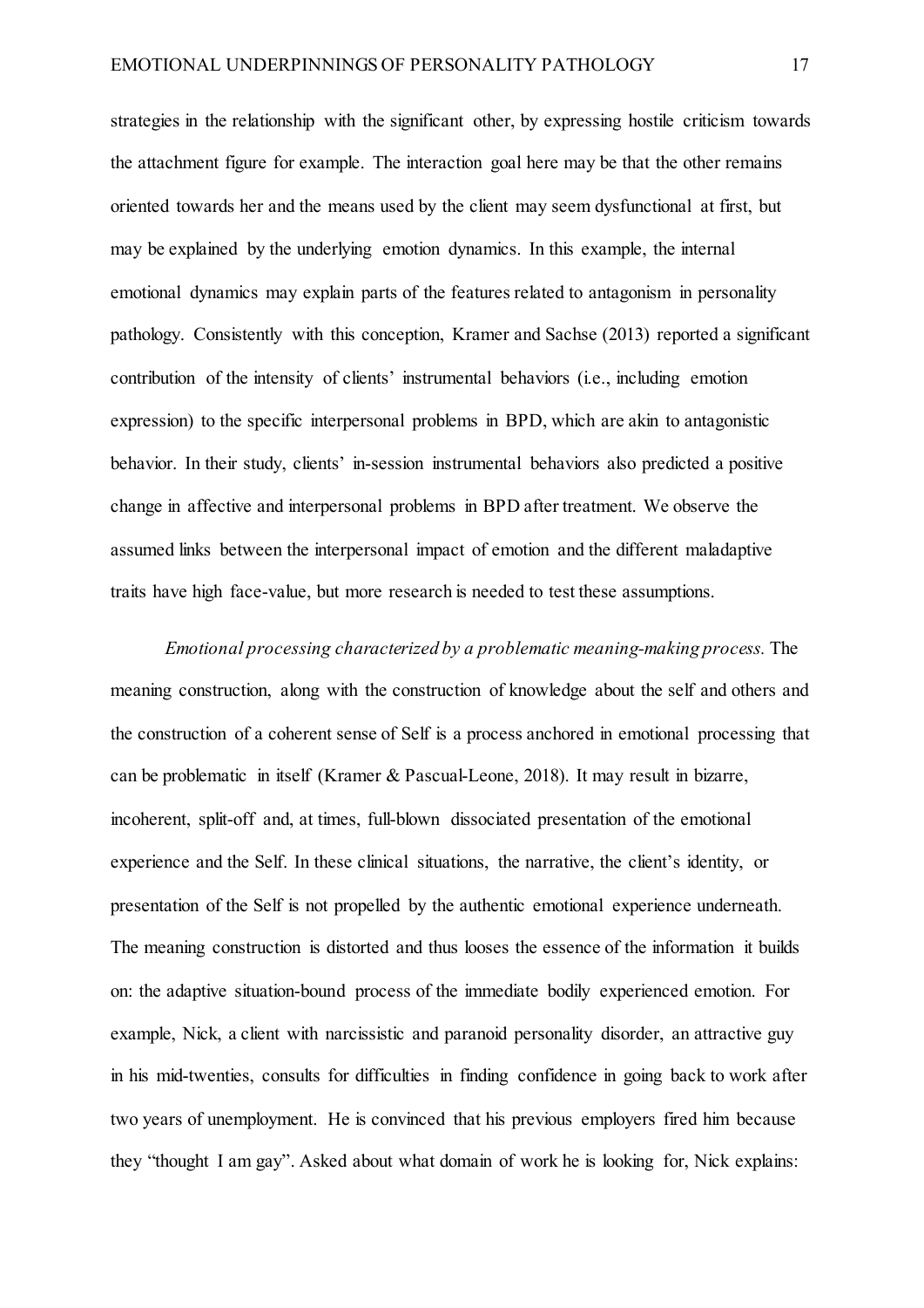strategies in the relationship with the significant other, by expressing hostile criticism towards the attachment figure for example. The interaction goal here may be that the other remains oriented towards her and the means used by the client may seem dysfunctional at first, but may be explained by the underlying emotion dynamics. In this example, the internal emotional dynamics may explain parts of the features related to antagonism in personality pathology. Consistently with this conception, Kramer and Sachse (2013) reported a significant contribution of the intensity of clients' instrumental behaviors (i.e., including emotion expression) to the specific interpersonal problems in BPD, which are akin to antagonistic behavior. In their study, clients' in-session instrumental behaviors also predicted a positive change in affective and interpersonal problems in BPD after treatment. We observe the assumed links between the interpersonal impact of emotion and the different maladaptive traits have high face-value, but more research is needed to test these assumptions.

*Emotional processing characterized by a problematic meaning-making process.* The meaning construction, along with the construction of knowledge about the self and others and the construction of a coherent sense of Self is a process anchored in emotional processing that can be problematic in itself (Kramer & Pascual-Leone, 2018). It may result in bizarre, incoherent, split-off and, at times, full-blown dissociated presentation of the emotional experience and the Self. In these clinical situations, the narrative, the client's identity, or presentation of the Self is not propelled by the authentic emotional experience underneath. The meaning construction is distorted and thus looses the essence of the information it builds on: the adaptive situation-bound process of the immediate bodily experienced emotion. For example, Nick, a client with narcissistic and paranoid personality disorder, an attractive guy in his mid-twenties, consults for difficulties in finding confidence in going back to work after two years of unemployment. He is convinced that his previous employers fired him because they "thought I am gay". Asked about what domain of work he is looking for, Nick explains: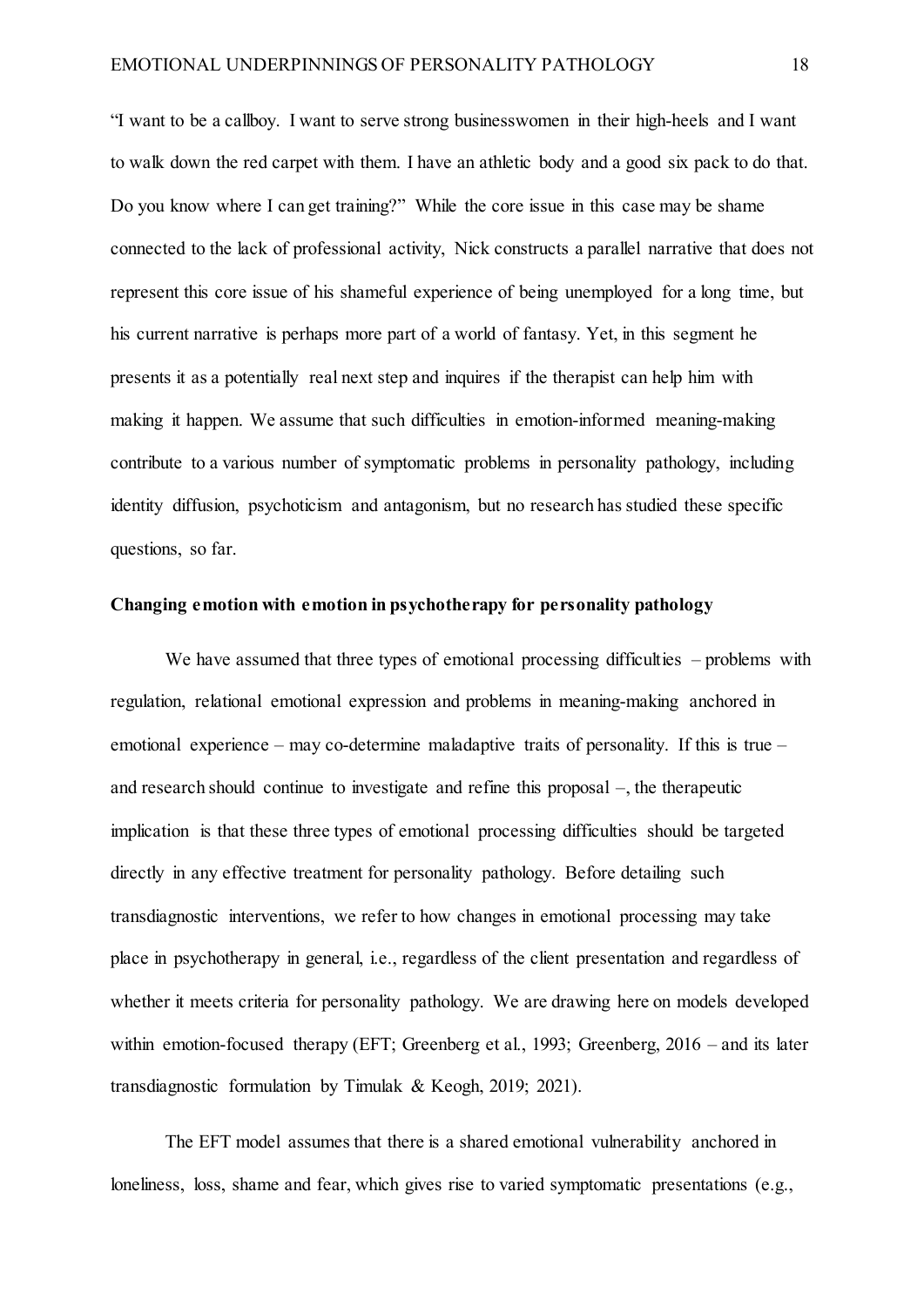"I want to be a callboy. I want to serve strong businesswomen in their high-heels and I want to walk down the red carpet with them. I have an athletic body and a good six pack to do that. Do you know where I can get training?" While the core issue in this case may be shame connected to the lack of professional activity, Nick constructs a parallel narrative that does not represent this core issue of his shameful experience of being unemployed for a long time, but his current narrative is perhaps more part of a world of fantasy. Yet, in this segment he presents it as a potentially real next step and inquires if the therapist can help him with making it happen. We assume that such difficulties in emotion-informed meaning-making contribute to a various number of symptomatic problems in personality pathology, including identity diffusion, psychoticism and antagonism, but no research has studied these specific questions, so far.

**Changing emotion with emotion in psychotherapy for personality pathology**

We have assumed that three types of emotional processing difficulties – problems with regulation, relational emotional expression and problems in meaning-making anchored in emotional experience – may co-determine maladaptive traits of personality. If this is true – and research should continue to investigate and refine this proposal –, the therapeutic implication is that these three types of emotional processing difficulties should be targeted directly in any effective treatment for personality pathology. Before detailing such transdiagnostic interventions, we refer to how changes in emotional processing may take place in psychotherapy in general, i.e., regardless of the client presentation and regardless of whether it meets criteria for personality pathology. We are drawing here on models developed within emotion-focused therapy (EFT; Greenberg et al., 1993; Greenberg, 2016 – and its later transdiagnostic formulation by Timulak & Keogh, 2019; 2021).

The EFT model assumes that there is a shared emotional vulnerability anchored in loneliness, loss, shame and fear, which gives rise to varied symptomatic presentations (e.g.,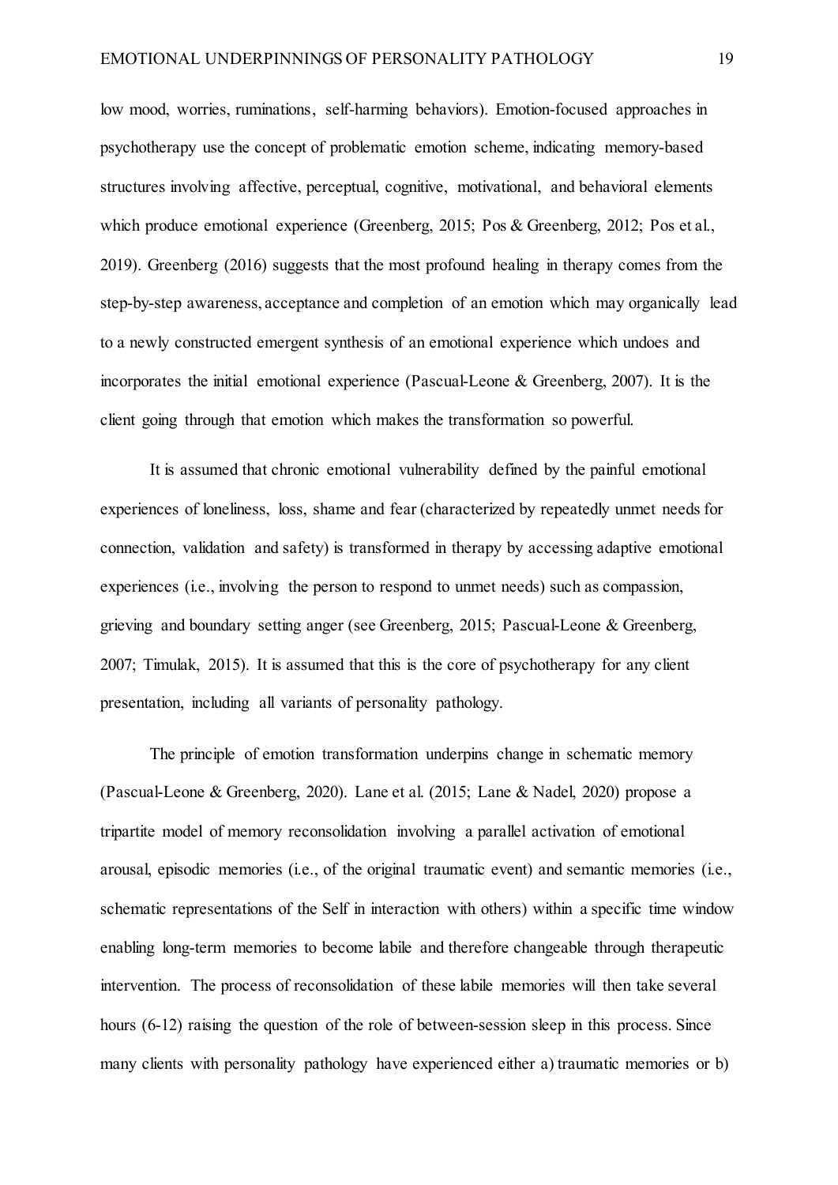low mood, worries, ruminations, self-harming behaviors). Emotion-focused approaches in psychotherapy use the concept of problematic emotion scheme, indicating memory-based structures involving affective, perceptual, cognitive, motivational, and behavioral elements which produce emotional experience (Greenberg, 2015; Pos & Greenberg, 2012; Pos et al., 2019). Greenberg (2016) suggests that the most profound healing in therapy comes from the step-by-step awareness, acceptance and completion of an emotion which may organically lead to a newly constructed emergent synthesis of an emotional experience which undoes and incorporates the initial emotional experience (Pascual-Leone & Greenberg, 2007). It is the client going through that emotion which makes the transformation so powerful.

It is assumed that chronic emotional vulnerability defined by the painful emotional experiences of loneliness, loss, shame and fear (characterized by repeatedly unmet needs for connection, validation and safety) is transformed in therapy by accessing adaptive emotional experiences (i.e., involving the person to respond to unmet needs) such as compassion, grieving and boundary setting anger (see Greenberg, 2015; Pascual-Leone & Greenberg, 2007; Timulak, 2015). It is assumed that this is the core of psychotherapy for any client presentation, including all variants of personality pathology.

The principle of emotion transformation underpins change in schematic memory (Pascual-Leone & Greenberg, 2020). Lane et al. (2015; Lane & Nadel, 2020) propose a tripartite model of memory reconsolidation involving a parallel activation of emotional arousal, episodic memories (i.e., of the original traumatic event) and semantic memories (i.e., schematic representations of the Self in interaction with others) within a specific time window enabling long-term memories to become labile and therefore changeable through therapeutic intervention. The process of reconsolidation of these labile memories will then take several hours (6-12) raising the question of the role of between-session sleep in this process. Since many clients with personality pathology have experienced either a) traumatic memories or b)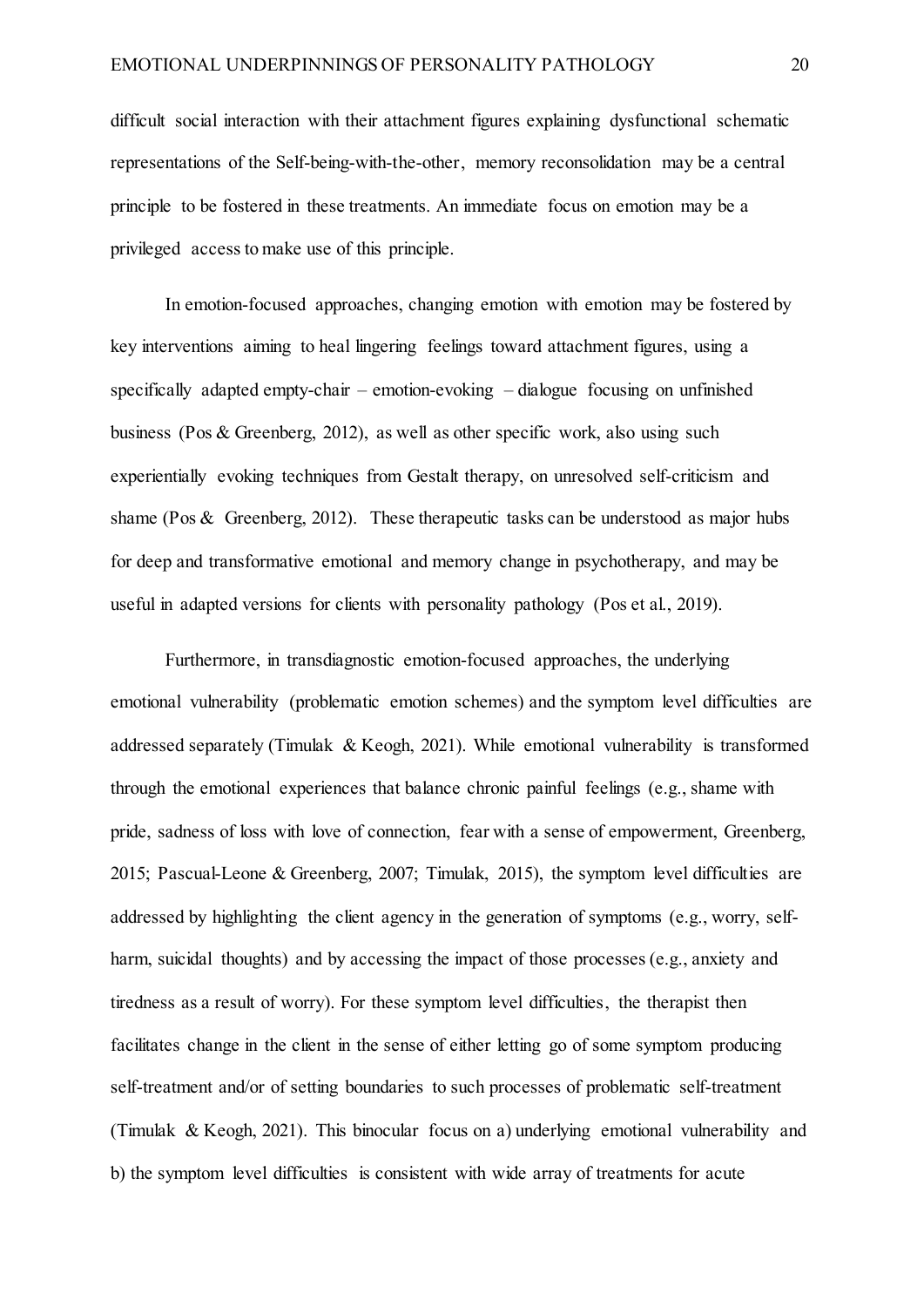difficult social interaction with their attachment figures explaining dysfunctional schematic representations of the Self-being-with-the-other, memory reconsolidation may be a central principle to be fostered in these treatments. An immediate focus on emotion may be a privileged access to make use of this principle.

In emotion-focused approaches, changing emotion with emotion may be fostered by key interventions aiming to heal lingering feelings toward attachment figures, using a specifically adapted empty-chair – emotion-evoking – dialogue focusing on unfinished business (Pos & Greenberg, 2012), as well as other specific work, also using such experientially evoking techniques from Gestalt therapy, on unresolved self-criticism and shame (Pos & Greenberg, 2012). These therapeutic tasks can be understood as major hubs for deep and transformative emotional and memory change in psychotherapy, and may be useful in adapted versions for clients with personality pathology (Pos et al., 2019).

Furthermore, in transdiagnostic emotion-focused approaches, the underlying emotional vulnerability (problematic emotion schemes) and the symptom level difficulties are addressed separately (Timulak & Keogh, 2021). While emotional vulnerability is transformed through the emotional experiences that balance chronic painful feelings (e.g., shame with pride, sadness of loss with love of connection, fear with a sense of empowerment, Greenberg, 2015; Pascual-Leone & Greenberg, 2007; Timulak, 2015), the symptom level difficulties are addressed by highlighting the client agency in the generation of symptoms (e.g., worry, self-harm, suicidal thoughts) and by accessing the impact of those processes (e.g., anxiety and tiredness as a result of worry). For these symptom level difficulties, the therapist then facilitates change in the client in the sense of either letting go of some symptom producing self-treatment and/or of setting boundaries to such processes of problematic self-treatment (Timulak & Keogh, 2021). This binocular focus on a) underlying emotional vulnerability and b) the symptom level difficulties is consistent with wide array of treatments for acute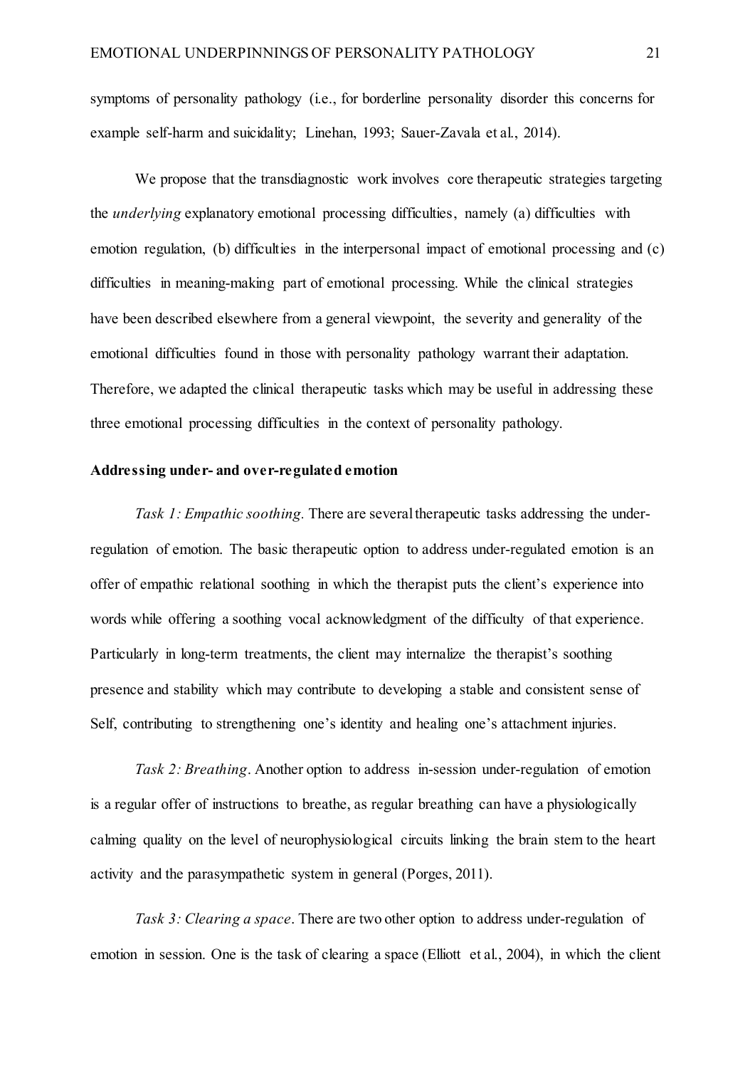symptoms of personality pathology (i.e., for borderline personality disorder this concerns for example self-harm and suicidality; Linehan, 1993; Sauer-Zavala et al., 2014).

We propose that the transdiagnostic work involves core therapeutic strategies targeting the *underlying* explanatory emotional processing difficulties, namely (a) difficulties with emotion regulation, (b) difficulties in the interpersonal impact of emotional processing and (c) difficulties in meaning-making part of emotional processing. While the clinical strategies have been described elsewhere from a general viewpoint, the severity and generality of the emotional difficulties found in those with personality pathology warrant their adaptation. Therefore, we adapted the clinical therapeutic tasks which may be useful in addressing these three emotional processing difficulties in the context of personality pathology.

**Addressing under- and over-regulated emotion**

*Task 1: Empathic soothing.* There are several therapeutic tasks addressing the under-regulation of emotion. The basic therapeutic option to address under-regulated emotion is an offer of empathic relational soothing in which the therapist puts the client's experience into words while offering a soothing vocal acknowledgment of the difficulty of that experience. Particularly in long-term treatments, the client may internalize the therapist's soothing presence and stability which may contribute to developing a stable and consistent sense of Self, contributing to strengthening one's identity and healing one's attachment injuries.

*Task 2: Breathing*. Another option to address in-session under-regulation of emotion is a regular offer of instructions to breathe, as regular breathing can have a physiologically calming quality on the level of neurophysiological circuits linking the brain stem to the heart activity and the parasympathetic system in general (Porges, 2011).

*Task 3: Clearing a space*. There are two other option to address under-regulation of emotion in session. One is the task of clearing a space (Elliott et al., 2004), in which the client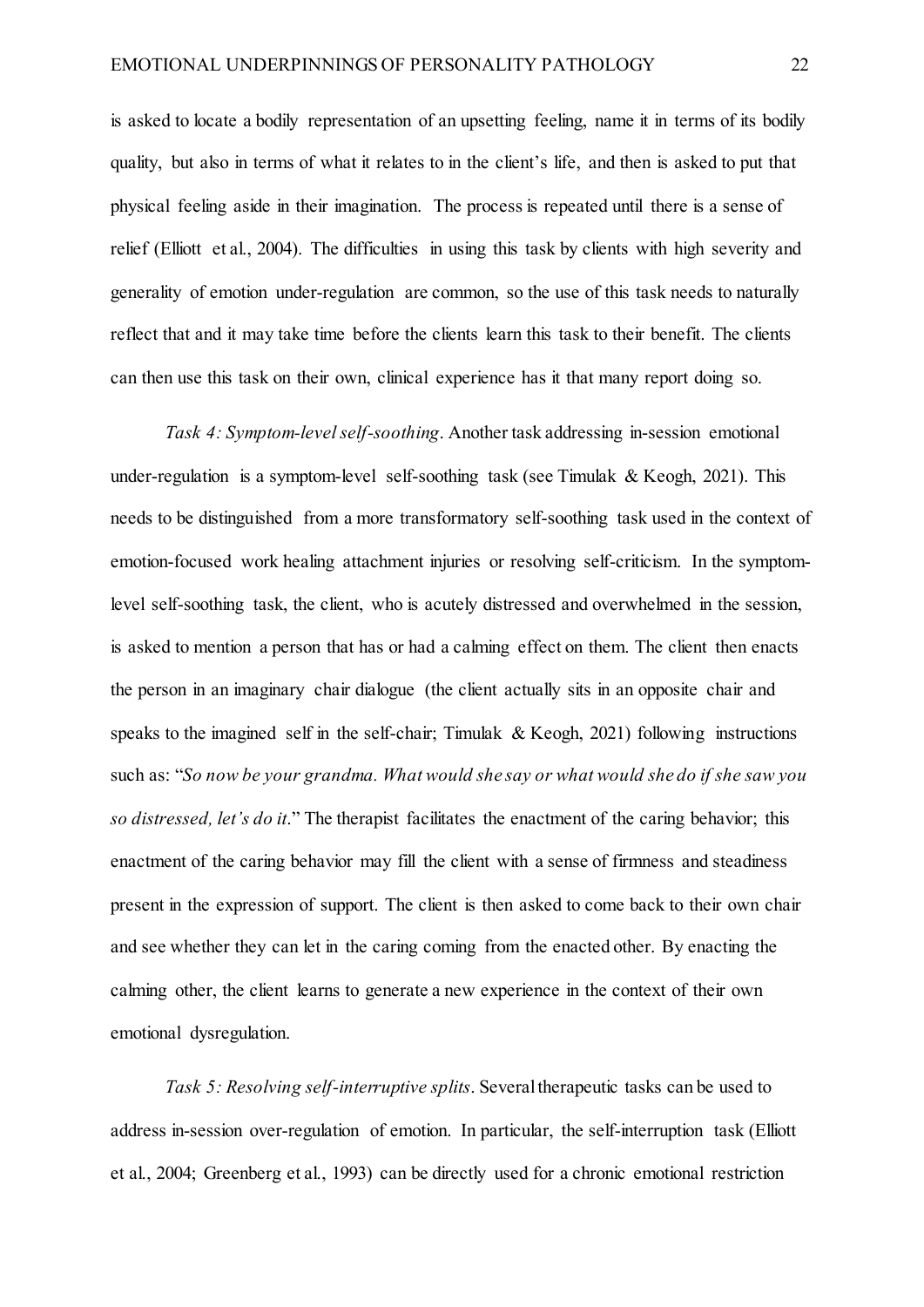is asked to locate a bodily representation of an upsetting feeling, name it in terms of its bodily quality, but also in terms of what it relates to in the client's life, and then is asked to put that physical feeling aside in their imagination. The process is repeated until there is a sense of relief (Elliott et al., 2004). The difficulties in using this task by clients with high severity and generality of emotion under-regulation are common, so the use of this task needs to naturally reflect that and it may take time before the clients learn this task to their benefit. The clients can then use this task on their own, clinical experience has it that many report doing so.

*Task 4: Symptom-level self-soothing*. Another task addressing in-session emotional under-regulation is a symptom-level self-soothing task (see Timulak & Keogh, 2021). This needs to be distinguished from a more transformatory self-soothing task used in the context of emotion-focused work healing attachment injuries or resolving self-criticism. In the symptom-level self-soothing task, the client, who is acutely distressed and overwhelmed in the session, is asked to mention a person that has or had a calming effect on them. The client then enacts the person in an imaginary chair dialogue (the client actually sits in an opposite chair and speaks to the imagined self in the self-chair; Timulak & Keogh, 2021) following instructions such as: "*So now be your grandma. What would she say or what would she do if she saw you so distressed, let's do it*." The therapist facilitates the enactment of the caring behavior; this enactment of the caring behavior may fill the client with a sense of firmness and steadiness present in the expression of support. The client is then asked to come back to their own chair and see whether they can let in the caring coming from the enacted other. By enacting the calming other, the client learns to generate a new experience in the context of their own emotional dysregulation.

*Task 5: Resolving self-interruptive splits*. Several therapeutic tasks can be used to address in-session over-regulation of emotion. In particular, the self-interruption task (Elliott et al., 2004; Greenberg et al., 1993) can be directly used for a chronic emotional restriction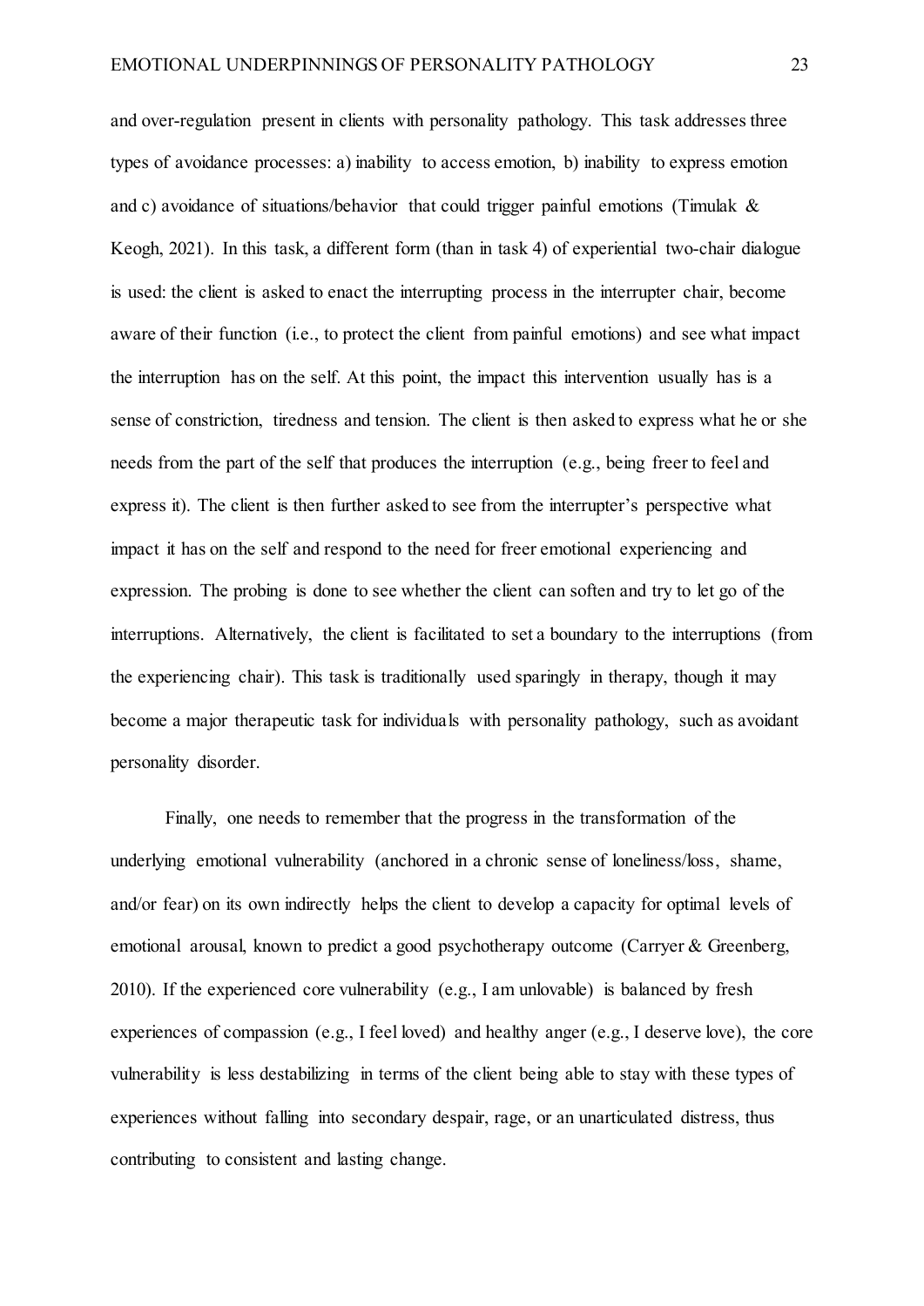and over-regulation present in clients with personality pathology. This task addresses three types of avoidance processes: a) inability to access emotion, b) inability to express emotion and c) avoidance of situations/behavior that could trigger painful emotions (Timulak & Keogh, 2021). In this task, a different form (than in task 4) of experiential two-chair dialogue is used: the client is asked to enact the interrupting process in the interrupter chair, become aware of their function (i.e., to protect the client from painful emotions) and see what impact the interruption has on the self. At this point, the impact this intervention usually has is a sense of constriction, tiredness and tension. The client is then asked to express what he or she needs from the part of the self that produces the interruption (e.g., being freer to feel and express it). The client is then further asked to see from the interrupter's perspective what impact it has on the self and respond to the need for freer emotional experiencing and expression. The probing is done to see whether the client can soften and try to let go of the interruptions. Alternatively, the client is facilitated to set a boundary to the interruptions (from the experiencing chair). This task is traditionally used sparingly in therapy, though it may become a major therapeutic task for individuals with personality pathology, such as avoidant personality disorder.

Finally, one needs to remember that the progress in the transformation of the underlying emotional vulnerability (anchored in a chronic sense of loneliness/loss, shame, and/or fear) on its own indirectly helps the client to develop a capacity for optimal levels of emotional arousal, known to predict a good psychotherapy outcome (Carryer & Greenberg, 2010). If the experienced core vulnerability (e.g., I am unlovable) is balanced by fresh experiences of compassion (e.g., I feel loved) and healthy anger (e.g., I deserve love), the core vulnerability is less destabilizing in terms of the client being able to stay with these types of experiences without falling into secondary despair, rage, or an unarticulated distress, thus contributing to consistent and lasting change.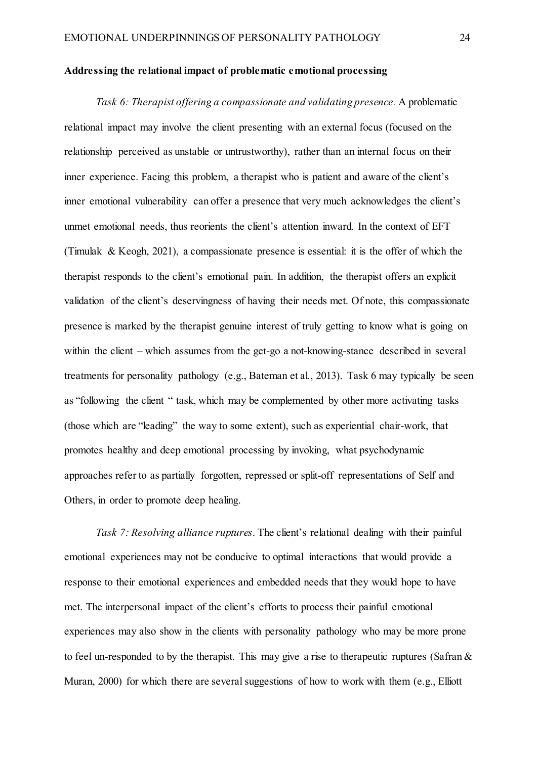**Addressing the relational impact of problematic emotional processing**

*Task 6: Therapist offering a compassionate and validating presence.* A problematic relational impact may involve the client presenting with an external focus (focused on the relationship perceived as unstable or untrustworthy), rather than an internal focus on their inner experience. Facing this problem, a therapist who is patient and aware of the client's inner emotional vulnerability can offer a presence that very much acknowledges the client's unmet emotional needs, thus reorients the client's attention inward. In the context of EFT (Timulak & Keogh, 2021), a compassionate presence is essential: it is the offer of which the therapist responds to the client's emotional pain. In addition, the therapist offers an explicit validation of the client's deservingness of having their needs met. Of note, this compassionate presence is marked by the therapist genuine interest of truly getting to know what is going on within the client – which assumes from the get-go a not-knowing-stance described in several treatments for personality pathology (e.g., Bateman et al., 2013). Task 6 may typically be seen as "following the client " task, which may be complemented by other more activating tasks (those which are "leading" the way to some extent), such as experiential chair-work, that promotes healthy and deep emotional processing by invoking, what psychodynamic approaches refer to as partially forgotten, repressed or split-off representations of Self and Others, in order to promote deep healing.

*Task 7: Resolving alliance ruptures*. The client's relational dealing with their painful emotional experiences may not be conducive to optimal interactions that would provide a response to their emotional experiences and embedded needs that they would hope to have met. The interpersonal impact of the client's efforts to process their painful emotional experiences may also show in the clients with personality pathology who may be more prone to feel un-responded to by the therapist. This may give a rise to therapeutic ruptures (Safran & Muran, 2000) for which there are several suggestions of how to work with them (e.g., Elliott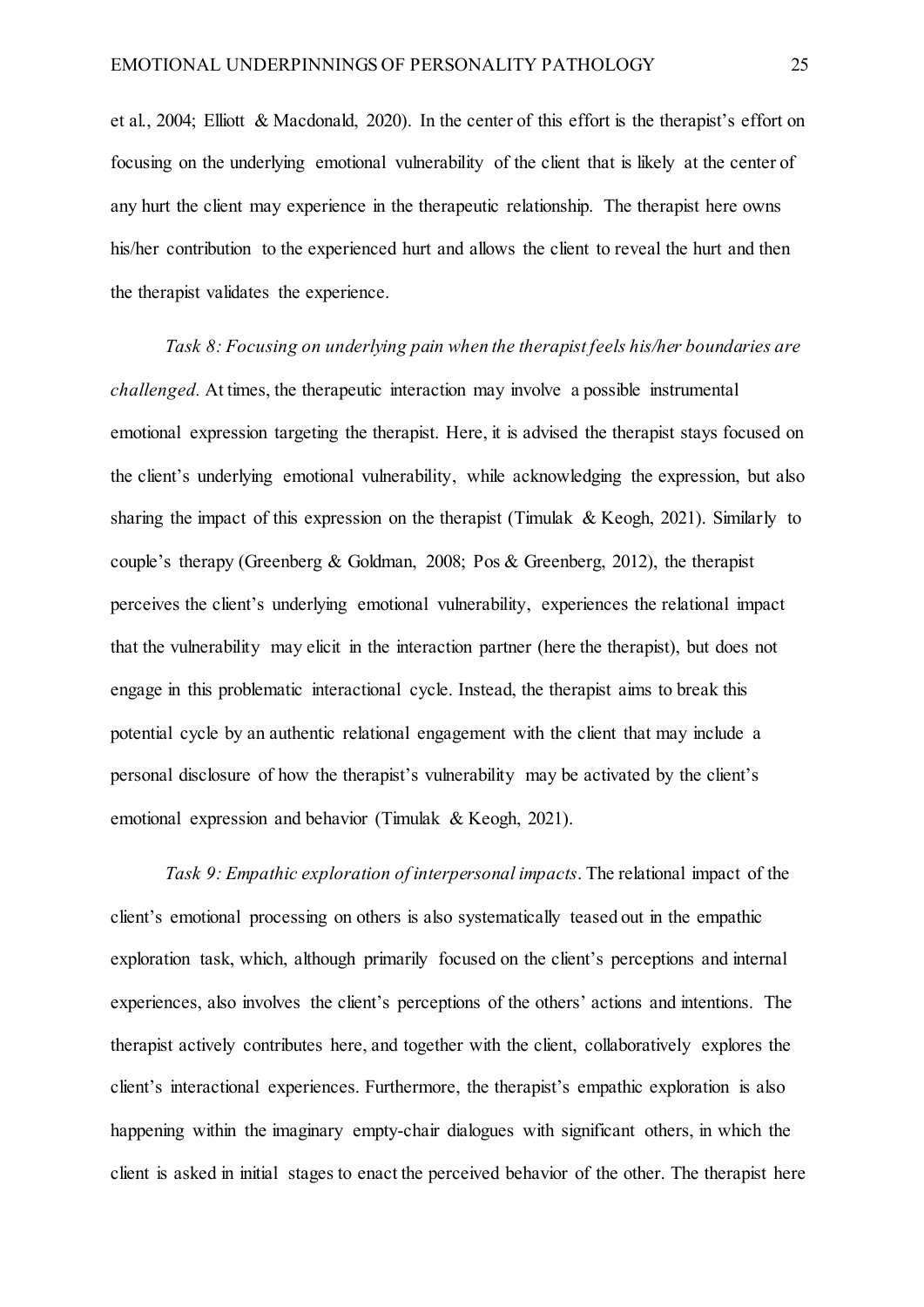et al., 2004; Elliott & Macdonald, 2020). In the center of this effort is the therapist's effort on focusing on the underlying emotional vulnerability of the client that is likely at the center of any hurt the client may experience in the therapeutic relationship. The therapist here owns his/her contribution to the experienced hurt and allows the client to reveal the hurt and then the therapist validates the experience.

*Task 8: Focusing on underlying pain when the therapist feels his/her boundaries are challenged.* At times, the therapeutic interaction may involve a possible instrumental emotional expression targeting the therapist. Here, it is advised the therapist stays focused on the client's underlying emotional vulnerability, while acknowledging the expression, but also sharing the impact of this expression on the therapist (Timulak & Keogh, 2021). Similarly to couple's therapy (Greenberg & Goldman, 2008; Pos & Greenberg, 2012), the therapist perceives the client's underlying emotional vulnerability, experiences the relational impact that the vulnerability may elicit in the interaction partner (here the therapist), but does not engage in this problematic interactional cycle. Instead, the therapist aims to break this potential cycle by an authentic relational engagement with the client that may include a personal disclosure of how the therapist's vulnerability may be activated by the client's emotional expression and behavior (Timulak & Keogh, 2021).

*Task 9: Empathic exploration of interpersonal impacts*. The relational impact of the client's emotional processing on others is also systematically teased out in the empathic exploration task, which, although primarily focused on the client's perceptions and internal experiences, also involves the client's perceptions of the others' actions and intentions. The therapist actively contributes here, and together with the client, collaboratively explores the client's interactional experiences. Furthermore, the therapist's empathic exploration is also happening within the imaginary empty-chair dialogues with significant others, in which the client is asked in initial stages to enact the perceived behavior of the other. The therapist here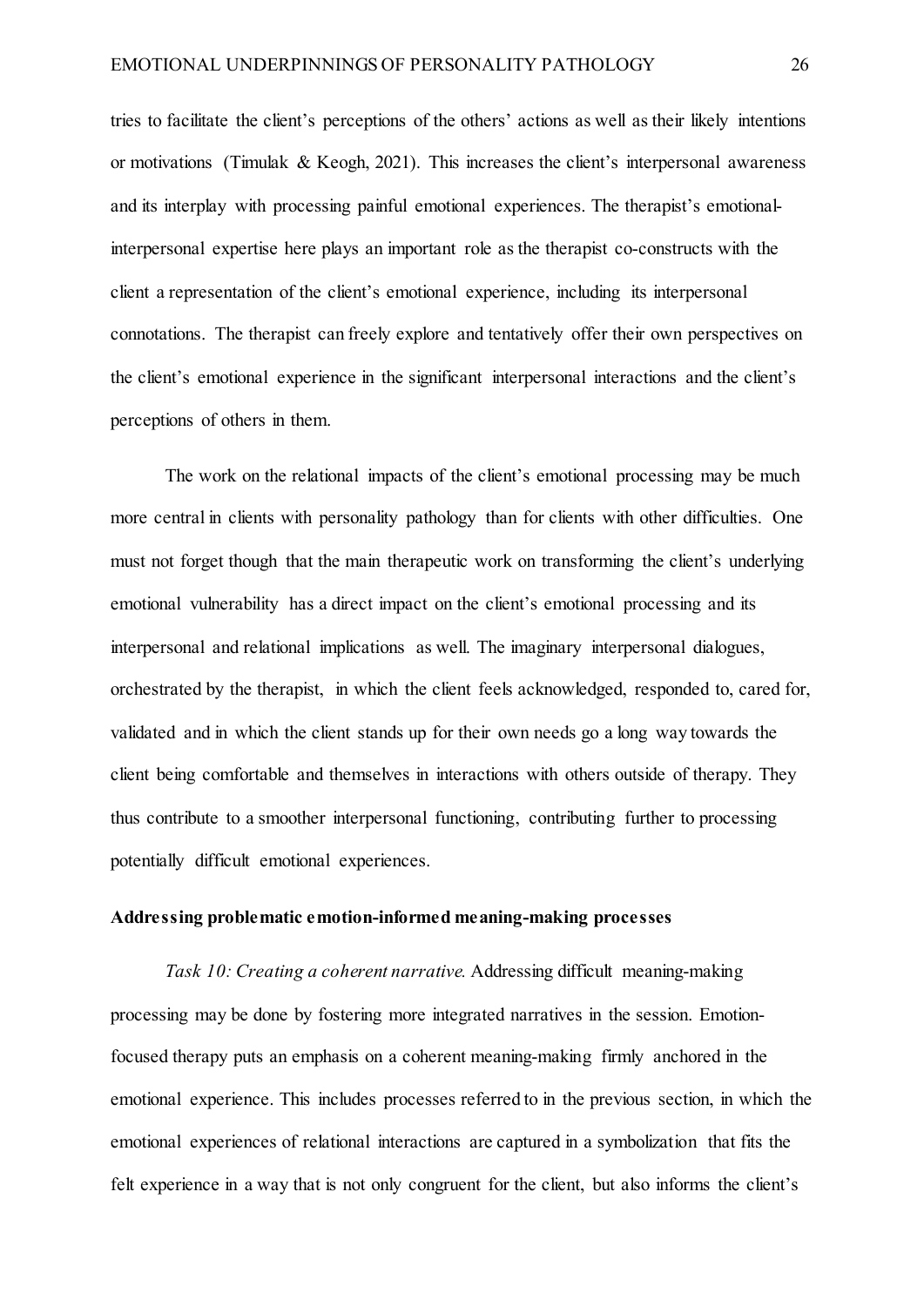tries to facilitate the client's perceptions of the others' actions as well as their likely intentions or motivations (Timulak & Keogh, 2021). This increases the client's interpersonal awareness and its interplay with processing painful emotional experiences. The therapist's emotional-interpersonal expertise here plays an important role as the therapist co-constructs with the client a representation of the client's emotional experience, including its interpersonal connotations. The therapist can freely explore and tentatively offer their own perspectives on the client's emotional experience in the significant interpersonal interactions and the client's perceptions of others in them.

The work on the relational impacts of the client's emotional processing may be much more central in clients with personality pathology than for clients with other difficulties. One must not forget though that the main therapeutic work on transforming the client's underlying emotional vulnerability has a direct impact on the client's emotional processing and its interpersonal and relational implications as well. The imaginary interpersonal dialogues, orchestrated by the therapist, in which the client feels acknowledged, responded to, cared for, validated and in which the client stands up for their own needs go a long way towards the client being comfortable and themselves in interactions with others outside of therapy. They thus contribute to a smoother interpersonal functioning, contributing further to processing potentially difficult emotional experiences.

**Addressing problematic emotion-informed meaning-making processes**

*Task 10: Creating a coherent narrative.* Addressing difficult meaning-making processing may be done by fostering more integrated narratives in the session. Emotion-focused therapy puts an emphasis on a coherent meaning-making firmly anchored in the emotional experience. This includes processes referred to in the previous section, in which the emotional experiences of relational interactions are captured in a symbolization that fits the felt experience in a way that is not only congruent for the client, but also informs the client's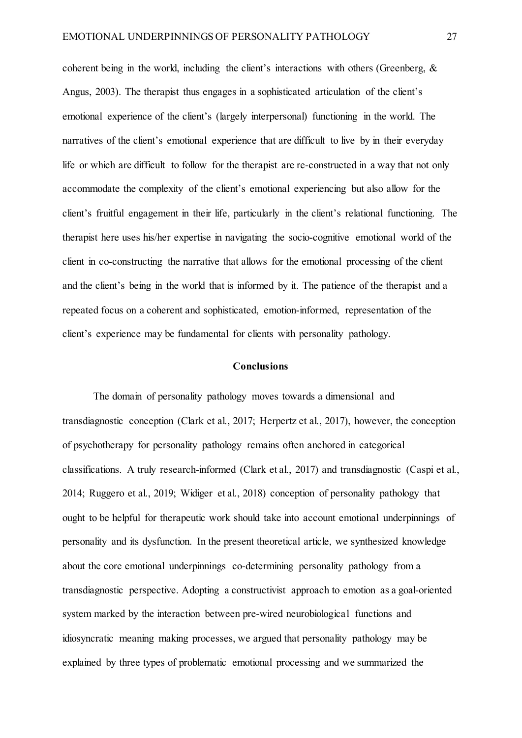coherent being in the world, including the client's interactions with others (Greenberg, & Angus, 2003). The therapist thus engages in a sophisticated articulation of the client's emotional experience of the client's (largely interpersonal) functioning in the world. The narratives of the client's emotional experience that are difficult to live by in their everyday life or which are difficult to follow for the therapist are re-constructed in a way that not only accommodate the complexity of the client's emotional experiencing but also allow for the client's fruitful engagement in their life, particularly in the client's relational functioning. The therapist here uses his/her expertise in navigating the socio-cognitive emotional world of the client in co-constructing the narrative that allows for the emotional processing of the client and the client's being in the world that is informed by it. The patience of the therapist and a repeated focus on a coherent and sophisticated, emotion-informed, representation of the client's experience may be fundamental for clients with personality pathology.

## Conclusions

The domain of personality pathology moves towards a dimensional and transdiagnostic conception (Clark et al., 2017; Herpertz et al., 2017), however, the conception of psychotherapy for personality pathology remains often anchored in categorical classifications. A truly research-informed (Clark et al., 2017) and transdiagnostic (Caspi et al., 2014; Ruggero et al., 2019; Widiger et al., 2018) conception of personality pathology that ought to be helpful for therapeutic work should take into account emotional underpinnings of personality and its dysfunction. In the present theoretical article, we synthesized knowledge about the core emotional underpinnings co-determining personality pathology from a transdiagnostic perspective. Adopting a constructivist approach to emotion as a goal-oriented system marked by the interaction between pre-wired neurobiological functions and idiosyncratic meaning making processes, we argued that personality pathology may be explained by three types of problematic emotional processing and we summarized the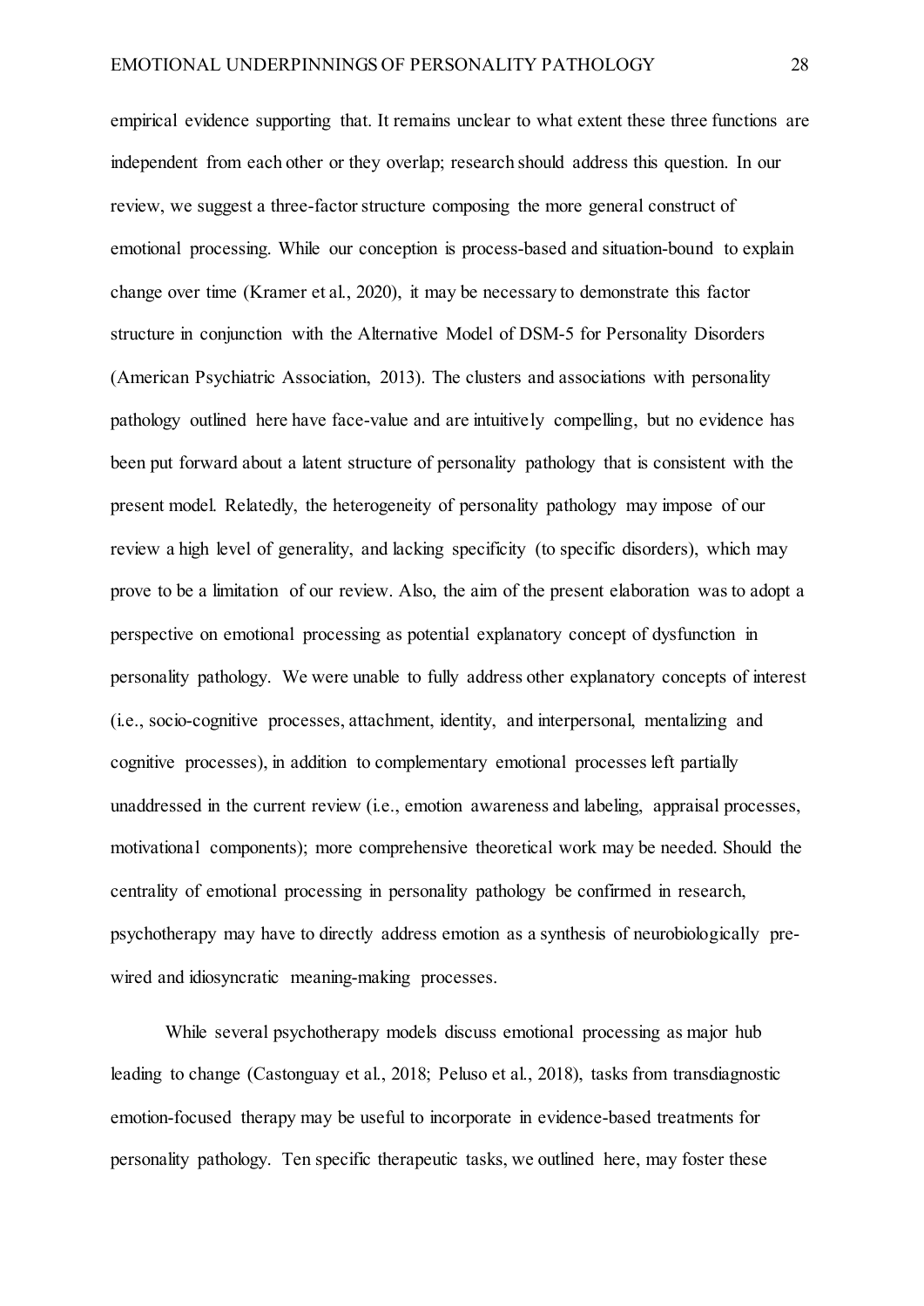empirical evidence supporting that. It remains unclear to what extent these three functions are independent from each other or they overlap; research should address this question. In our review, we suggest a three-factor structure composing the more general construct of emotional processing. While our conception is process-based and situation-bound to explain change over time (Kramer et al., 2020), it may be necessary to demonstrate this factor structure in conjunction with the Alternative Model of DSM-5 for Personality Disorders (American Psychiatric Association, 2013). The clusters and associations with personality pathology outlined here have face-value and are intuitively compelling, but no evidence has been put forward about a latent structure of personality pathology that is consistent with the present model. Relatedly, the heterogeneity of personality pathology may impose of our review a high level of generality, and lacking specificity (to specific disorders), which may prove to be a limitation of our review. Also, the aim of the present elaboration was to adopt a perspective on emotional processing as potential explanatory concept of dysfunction in personality pathology. We were unable to fully address other explanatory concepts of interest (i.e., socio-cognitive processes, attachment, identity, and interpersonal, mentalizing and cognitive processes), in addition to complementary emotional processes left partially unaddressed in the current review (i.e., emotion awareness and labeling, appraisal processes, motivational components); more comprehensive theoretical work may be needed. Should the centrality of emotional processing in personality pathology be confirmed in research, psychotherapy may have to directly address emotion as a synthesis of neurobiologically pre-wired and idiosyncratic meaning-making processes.

While several psychotherapy models discuss emotional processing as major hub leading to change (Castonguay et al., 2018; Peluso et al., 2018), tasks from transdiagnostic emotion-focused therapy may be useful to incorporate in evidence-based treatments for personality pathology. Ten specific therapeutic tasks, we outlined here, may foster these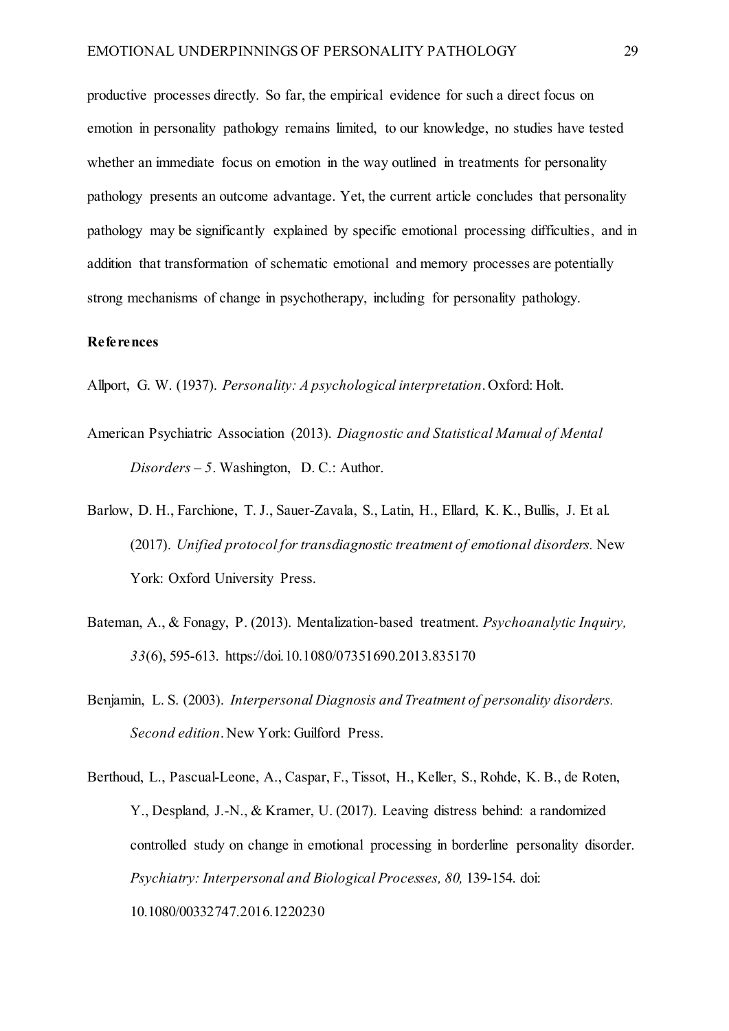productive processes directly. So far, the empirical evidence for such a direct focus on emotion in personality pathology remains limited, to our knowledge, no studies have tested whether an immediate focus on emotion in the way outlined in treatments for personality pathology presents an outcome advantage. Yet, the current article concludes that personality pathology may be significantly explained by specific emotional processing difficulties, and in addition that transformation of schematic emotional and memory processes are potentially strong mechanisms of change in psychotherapy, including for personality pathology.

## References

Allport, G. W. (1937). *Personality: A psychological interpretation*. Oxford: Holt.

American Psychiatric Association (2013). *Diagnostic and Statistical Manual of Mental Disorders – 5*. Washington, D. C.: Author.

Barlow, D. H., Farchione, T. J., Sauer-Zavala, S., Latin, H., Ellard, K. K., Bullis, J. Et al. (2017). *Unified protocol for transdiagnostic treatment of emotional disorders.* New York: Oxford University Press.

Bateman, A., & Fonagy, P. (2013). Mentalization-based treatment. *Psychoanalytic Inquiry, 33*(6), 595-613. https://doi.10.1080/07351690.2013.835170

Benjamin, L. S. (2003). *Interpersonal Diagnosis and Treatment of personality disorders. Second edition*. New York: Guilford Press.

Berthoud, L., Pascual-Leone, A., Caspar, F., Tissot, H., Keller, S., Rohde, K. B., de Roten, Y., Despland, J.-N., & Kramer, U. (2017). Leaving distress behind: a randomized controlled study on change in emotional processing in borderline personality disorder. *Psychiatry: Interpersonal and Biological Processes, 80,* 139-154. doi: 10.1080/00332747.2016.1220230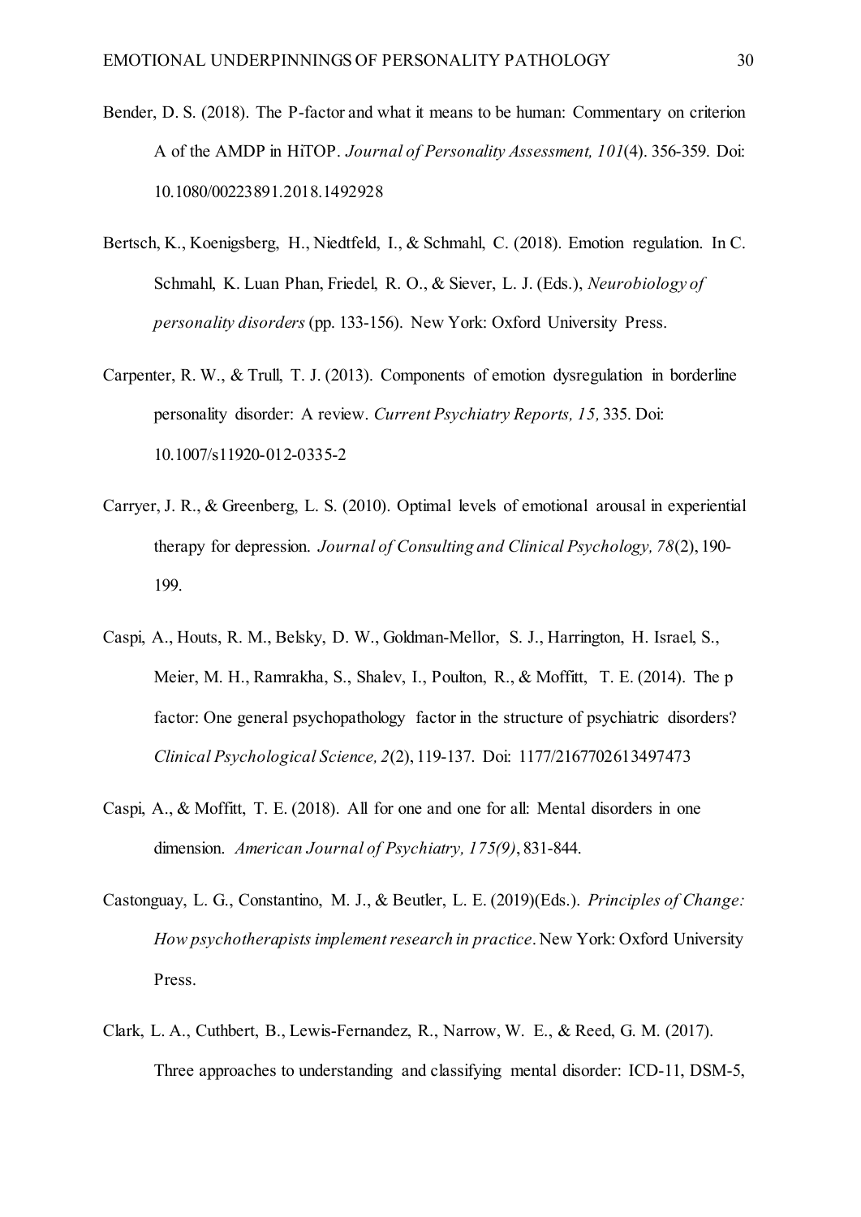Bender, D. S. (2018). The P-factor and what it means to be human: Commentary on criterion A of the AMDP in HiTOP. *Journal of Personality Assessment, 101*(4). 356-359. Doi: 10.1080/00223891.2018.1492928

Bertsch, K., Koenigsberg, H., Niedtfeld, I., & Schmahl, C. (2018). Emotion regulation. In C. Schmahl, K. Luan Phan, Friedel, R. O., & Siever, L. J. (Eds.), *Neurobiology of personality disorders* (pp. 133-156). New York: Oxford University Press.

Carpenter, R. W., & Trull, T. J. (2013). Components of emotion dysregulation in borderline personality disorder: A review. *Current Psychiatry Reports, 15,* 335. Doi: 10.1007/s11920-012-0335-2

Carryer, J. R., & Greenberg, L. S. (2010). Optimal levels of emotional arousal in experiential therapy for depression. *Journal of Consulting and Clinical Psychology, 78*(2), 190-199.

Caspi, A., Houts, R. M., Belsky, D. W., Goldman-Mellor, S. J., Harrington, H. Israel, S., Meier, M. H., Ramrakha, S., Shalev, I., Poulton, R., & Moffitt, T. E. (2014). The p factor: One general psychopathology factor in the structure of psychiatric disorders? *Clinical Psychological Science, 2*(2), 119-137. Doi: 1177/2167702613497473

Caspi, A., & Moffitt, T. E. (2018). All for one and one for all: Mental disorders in one dimension. *American Journal of Psychiatry, 175(9)*, 831-844.

Castonguay, L. G., Constantino, M. J., & Beutler, L. E. (2019)(Eds.). *Principles of Change: How psychotherapists implement research in practice*. New York: Oxford University Press.

Clark, L. A., Cuthbert, B., Lewis-Fernandez, R., Narrow, W. E., & Reed, G. M. (2017). Three approaches to understanding and classifying mental disorder: ICD-11, DSM-5,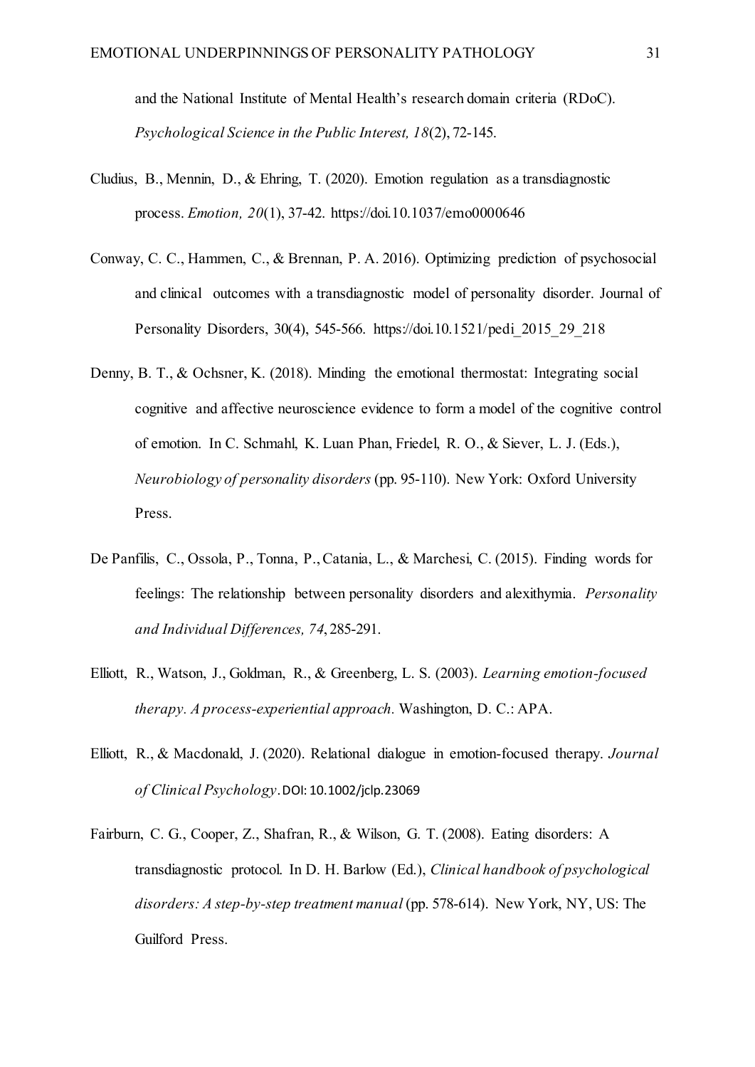and the National Institute of Mental Health's research domain criteria (RDoC). *Psychological Science in the Public Interest, 18*(2), 72-145.

Cludius, B., Mennin, D., & Ehring, T. (2020). Emotion regulation as a transdiagnostic process. *Emotion, 20*(1), 37-42. https://doi.10.1037/emo0000646

Conway, C. C., Hammen, C., & Brennan, P. A. 2016). Optimizing prediction of psychosocial and clinical outcomes with a transdiagnostic model of personality disorder. Journal of Personality Disorders, 30(4), 545-566. https://doi.10.1521/pedi_2015_29_218

Denny, B. T., & Ochsner, K. (2018). Minding the emotional thermostat: Integrating social cognitive and affective neuroscience evidence to form a model of the cognitive control of emotion. In C. Schmahl, K. Luan Phan, Friedel, R. O., & Siever, L. J. (Eds.), *Neurobiology of personality disorders* (pp. 95-110). New York: Oxford University Press.

De Panfilis, C., Ossola, P., Tonna, P., Catania, L., & Marchesi, C. (2015). Finding words for feelings: The relationship between personality disorders and alexithymia. *Personality and Individual Differences, 74*, 285-291.

Elliott, R., Watson, J., Goldman, R., & Greenberg, L. S. (2003). *Learning emotion-focused therapy. A process-experiential approach.* Washington, D. C.: APA.

Elliott, R., & Macdonald, J. (2020). Relational dialogue in emotion-focused therapy. *Journal of Clinical Psychology*. DOI: 10.1002/jclp.23069

Fairburn, C. G., Cooper, Z., Shafran, R., & Wilson, G. T. (2008). Eating disorders: A transdiagnostic protocol. In D. H. Barlow (Ed.), *Clinical handbook of psychological disorders: A step-by-step treatment manual* (pp. 578-614). New York, NY, US: The Guilford Press.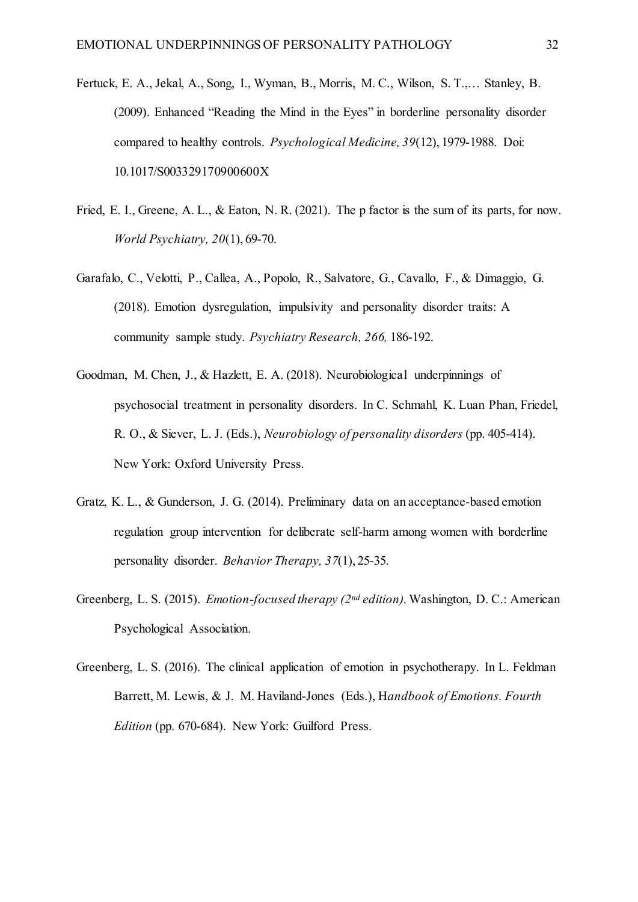Fertuck, E. A., Jekal, A., Song, I., Wyman, B., Morris, M. C., Wilson, S. T.,… Stanley, B. (2009). Enhanced “Reading the Mind in the Eyes” in borderline personality disorder compared to healthy controls. *Psychological Medicine, 39*(12), 1979-1988. Doi: 10.1017/S003329170900600X

Fried, E. I., Greene, A. L., & Eaton, N. R. (2021). The p factor is the sum of its parts, for now. *World Psychiatry, 20*(1), 69-70.

Garafalo, C., Velotti, P., Callea, A., Popolo, R., Salvatore, G., Cavallo, F., & Dimaggio, G. (2018). Emotion dysregulation, impulsivity and personality disorder traits: A community sample study. *Psychiatry Research, 266,* 186-192.

Goodman, M. Chen, J., & Hazlett, E. A. (2018). Neurobiological underpinnings of psychosocial treatment in personality disorders. In C. Schmahl, K. Luan Phan, Friedel, R. O., & Siever, L. J. (Eds.), *Neurobiology of personality disorders* (pp. 405-414). New York: Oxford University Press.

Gratz, K. L., & Gunderson, J. G. (2014). Preliminary data on an acceptance-based emotion regulation group intervention for deliberate self-harm among women with borderline personality disorder. *Behavior Therapy, 37*(1), 25-35.

Greenberg, L. S. (2015). *Emotion-focused therapy (2nd edition).* Washington, D. C.: American Psychological Association.

Greenberg, L. S. (2016). The clinical application of emotion in psychotherapy. In L. Feldman Barrett, M. Lewis, & J. M. Haviland-Jones (Eds.), H*andbook of Emotions. Fourth Edition* (pp. 670-684). New York: Guilford Press.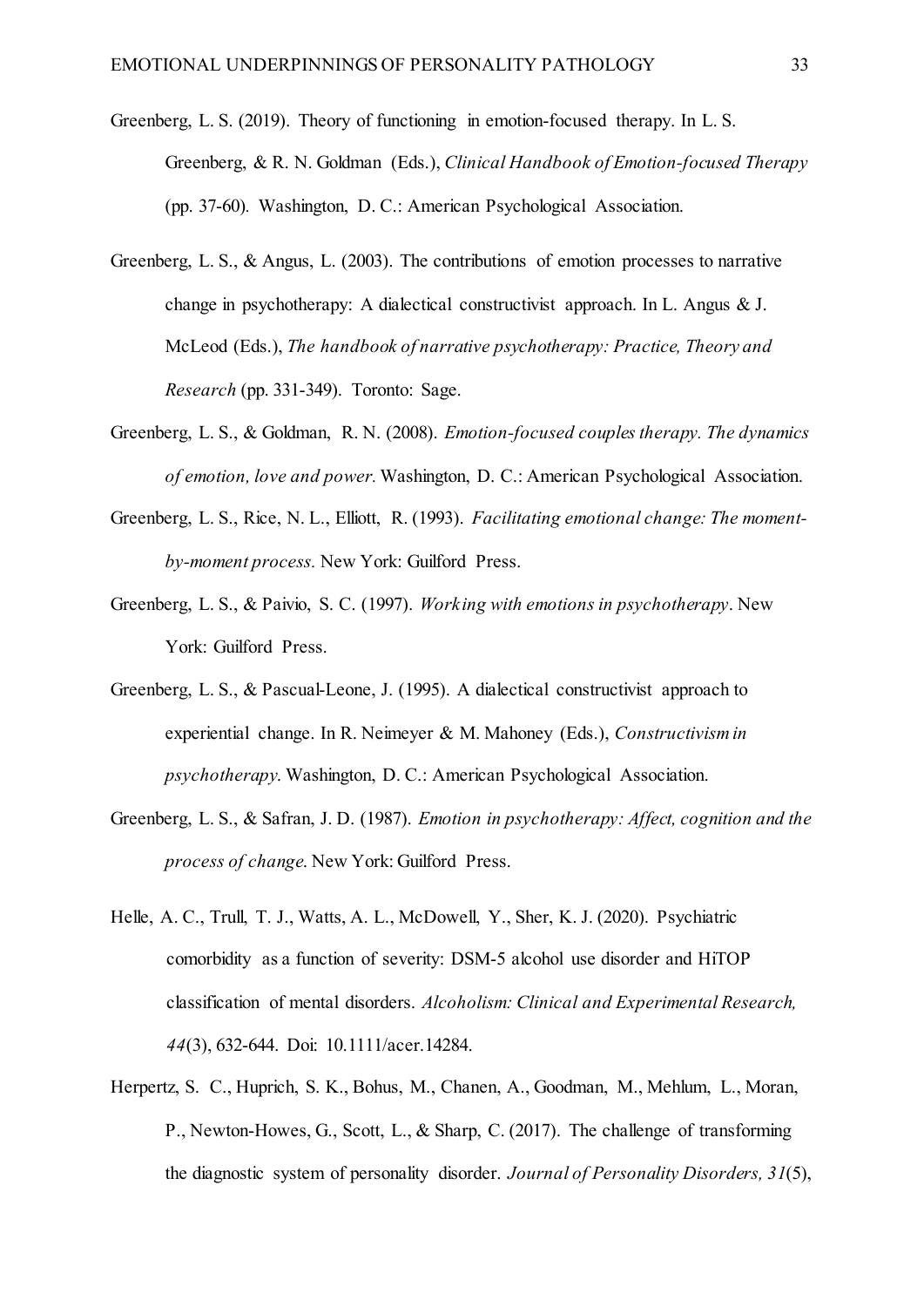Greenberg, L. S. (2019). Theory of functioning in emotion-focused therapy. In L. S. Greenberg, & R. N. Goldman (Eds.), *Clinical Handbook of Emotion-focused Therapy* (pp. 37-60). Washington, D. C.: American Psychological Association.

Greenberg, L. S., & Angus, L. (2003). The contributions of emotion processes to narrative change in psychotherapy: A dialectical constructivist approach. In L. Angus & J. McLeod (Eds.), *The handbook of narrative psychotherapy: Practice, Theory and Research* (pp. 331-349). Toronto: Sage.

Greenberg, L. S., & Goldman, R. N. (2008). *Emotion-focused couples therapy. The dynamics of emotion, love and power.* Washington, D. C.: American Psychological Association.

Greenberg, L. S., Rice, N. L., Elliott, R. (1993). *Facilitating emotional change: The moment-by-moment process.* New York: Guilford Press.

Greenberg, L. S., & Paivio, S. C. (1997). *Working with emotions in psychotherapy*. New York: Guilford Press.

Greenberg, L. S., & Pascual-Leone, J. (1995). A dialectical constructivist approach to experiential change. In R. Neimeyer & M. Mahoney (Eds.), *Constructivism in psychotherapy.* Washington, D. C.: American Psychological Association.

Greenberg, L. S., & Safran, J. D. (1987). *Emotion in psychotherapy: Affect, cognition and the process of change.* New York: Guilford Press.

Helle, A. C., Trull, T. J., Watts, A. L., McDowell, Y., Sher, K. J. (2020). Psychiatric comorbidity as a function of severity: DSM-5 alcohol use disorder and HiTOP classification of mental disorders. *Alcoholism: Clinical and Experimental Research, 44*(3), 632-644. Doi: 10.1111/acer.14284.

Herpertz, S. C., Huprich, S. K., Bohus, M., Chanen, A., Goodman, M., Mehlum, L., Moran, P., Newton-Howes, G., Scott, L., & Sharp, C. (2017). The challenge of transforming the diagnostic system of personality disorder. *Journal of Personality Disorders, 31*(5),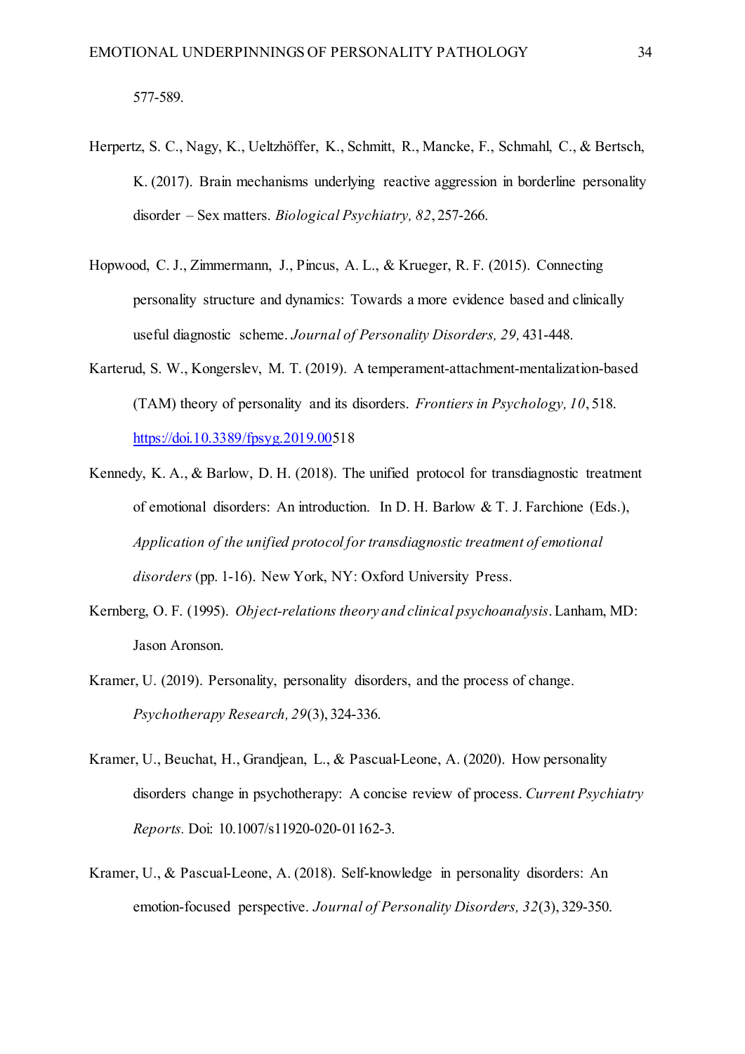577-589.

Herpertz, S. C., Nagy, K., Ueltzhöffer, K., Schmitt, R., Mancke, F., Schmahl, C., & Bertsch, K. (2017). Brain mechanisms underlying reactive aggression in borderline personality disorder – Sex matters. *Biological Psychiatry, 82*, 257-266.

Hopwood, C. J., Zimmermann, J., Pincus, A. L., & Krueger, R. F. (2015). Connecting personality structure and dynamics: Towards a more evidence based and clinically useful diagnostic scheme. *Journal of Personality Disorders, 29,* 431-448.

Karterud, S. W., Kongerslev, M. T. (2019). A temperament-attachment-mentalization-based (TAM) theory of personality and its disorders. *Frontiers in Psychology, 10*, 518. https://doi.10.3389/fpsyg.2019.00518

Kennedy, K. A., & Barlow, D. H. (2018). The unified protocol for transdiagnostic treatment of emotional disorders: An introduction. In D. H. Barlow & T. J. Farchione (Eds.), *Application of the unified protocol for transdiagnostic treatment of emotional disorders* (pp. 1-16). New York, NY: Oxford University Press.

Kernberg, O. F. (1995). *Object-relations theory and clinical psychoanalysis*. Lanham, MD: Jason Aronson.

Kramer, U. (2019). Personality, personality disorders, and the process of change. *Psychotherapy Research, 29*(3), 324-336.

Kramer, U., Beuchat, H., Grandjean, L., & Pascual-Leone, A. (2020). How personality disorders change in psychotherapy: A concise review of process. *Current Psychiatry Reports.* Doi: 10.1007/s11920-020-01162-3.

Kramer, U., & Pascual-Leone, A. (2018). Self-knowledge in personality disorders: An emotion-focused perspective. *Journal of Personality Disorders, 32*(3), 329-350.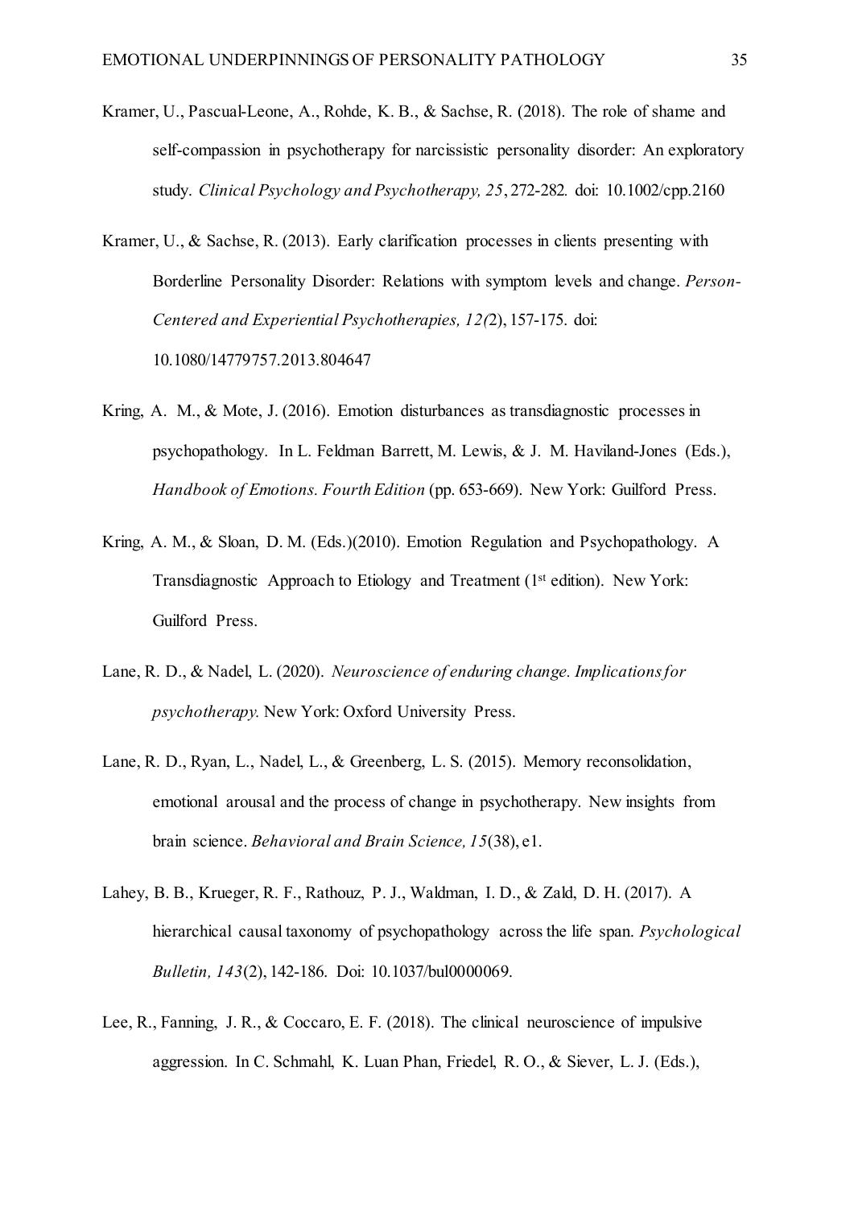Kramer, U., Pascual-Leone, A., Rohde, K. B., & Sachse, R. (2018). The role of shame and self-compassion in psychotherapy for narcissistic personality disorder: An exploratory study. *Clinical Psychology and Psychotherapy, 25*, 272-282. doi: 10.1002/cpp.2160

Kramer, U., & Sachse, R. (2013). Early clarification processes in clients presenting with Borderline Personality Disorder: Relations with symptom levels and change. *Person-Centered and Experiential Psychotherapies, 12(*2), 157-175. doi: 10.1080/14779757.2013.804647

Kring, A. M., & Mote, J. (2016). Emotion disturbances as transdiagnostic processes in psychopathology. In L. Feldman Barrett, M. Lewis, & J. M. Haviland-Jones (Eds.), *Handbook of Emotions. Fourth Edition* (pp. 653-669). New York: Guilford Press.

Kring, A. M., & Sloan, D. M. (Eds.)(2010). Emotion Regulation and Psychopathology. A Transdiagnostic Approach to Etiology and Treatment (1st edition). New York: Guilford Press.

Lane, R. D., & Nadel, L. (2020). *Neuroscience of enduring change. Implications for psychotherapy.* New York: Oxford University Press.

Lane, R. D., Ryan, L., Nadel, L., & Greenberg, L. S. (2015). Memory reconsolidation, emotional arousal and the process of change in psychotherapy. New insights from brain science. *Behavioral and Brain Science, 15*(38), e1.

Lahey, B. B., Krueger, R. F., Rathouz, P. J., Waldman, I. D., & Zald, D. H. (2017). A hierarchical causal taxonomy of psychopathology across the life span. *Psychological Bulletin, 143*(2), 142-186. Doi: 10.1037/bul0000069.

Lee, R., Fanning, J. R., & Coccaro, E. F. (2018). The clinical neuroscience of impulsive aggression. In C. Schmahl, K. Luan Phan, Friedel, R. O., & Siever, L. J. (Eds.),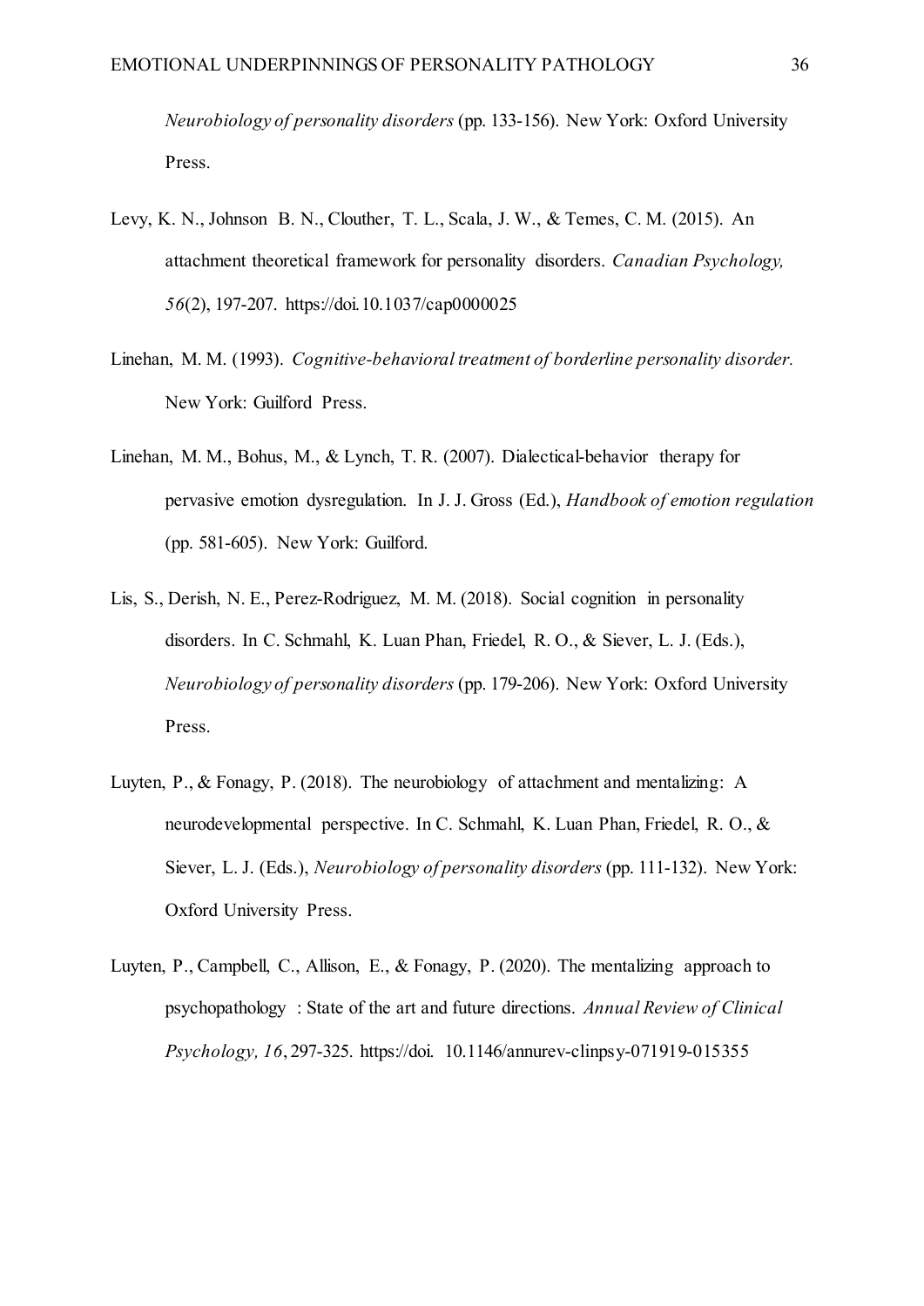*Neurobiology of personality disorders* (pp. 133-156). New York: Oxford University Press.

Levy, K. N., Johnson B. N., Clouther, T. L., Scala, J. W., & Temes, C. M. (2015). An attachment theoretical framework for personality disorders. *Canadian Psychology, 56*(2), 197-207. https://doi.10.1037/cap0000025

Linehan, M. M. (1993). *Cognitive-behavioral treatment of borderline personality disorder.* New York: Guilford Press.

Linehan, M. M., Bohus, M., & Lynch, T. R. (2007). Dialectical-behavior therapy for pervasive emotion dysregulation. In J. J. Gross (Ed.), *Handbook of emotion regulation* (pp. 581-605). New York: Guilford.

Lis, S., Derish, N. E., Perez-Rodriguez, M. M. (2018). Social cognition in personality disorders. In C. Schmahl, K. Luan Phan, Friedel, R. O., & Siever, L. J. (Eds.), *Neurobiology of personality disorders* (pp. 179-206). New York: Oxford University Press.

Luyten, P., & Fonagy, P. (2018). The neurobiology of attachment and mentalizing: A neurodevelopmental perspective. In C. Schmahl, K. Luan Phan, Friedel, R. O., & Siever, L. J. (Eds.), *Neurobiology of personality disorders* (pp. 111-132). New York: Oxford University Press.

Luyten, P., Campbell, C., Allison, E., & Fonagy, P. (2020). The mentalizing approach to psychopathology : State of the art and future directions. *Annual Review of Clinical Psychology, 16*, 297-325. https://doi. 10.1146/annurev-clinpsy-071919-015355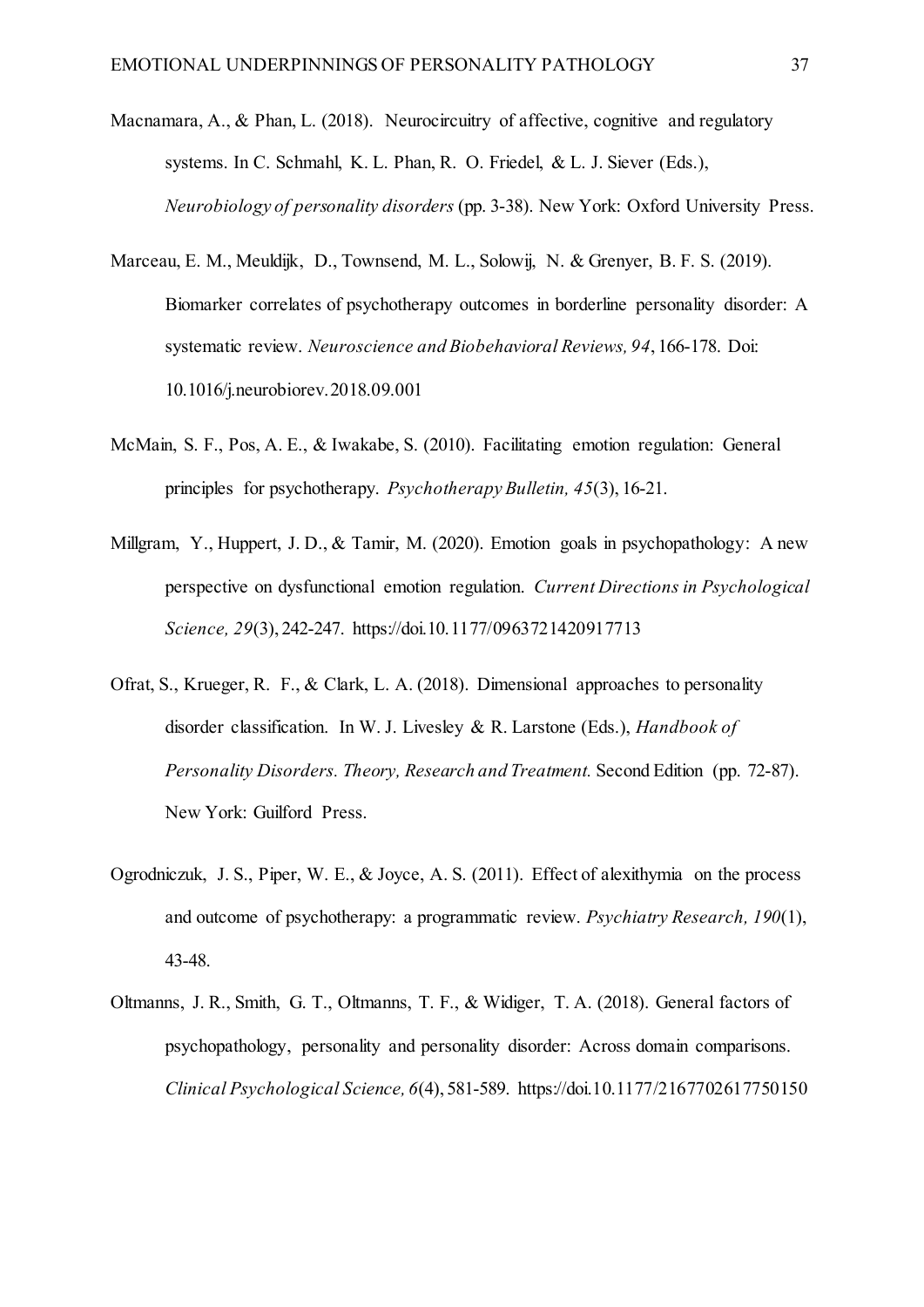Macnamara, A., & Phan, L. (2018). Neurocircuitry of affective, cognitive and regulatory systems. In C. Schmahl, K. L. Phan, R. O. Friedel, & L. J. Siever (Eds.), *Neurobiology of personality disorders* (pp. 3-38). New York: Oxford University Press.

Marceau, E. M., Meuldijk, D., Townsend, M. L., Solowij, N. & Grenyer, B. F. S. (2019). Biomarker correlates of psychotherapy outcomes in borderline personality disorder: A systematic review. *Neuroscience and Biobehavioral Reviews, 94*, 166-178. Doi: 10.1016/j.neurobiorev.2018.09.001

McMain, S. F., Pos, A. E., & Iwakabe, S. (2010). Facilitating emotion regulation: General principles for psychotherapy. *Psychotherapy Bulletin, 45*(3), 16-21.

Millgram, Y., Huppert, J. D., & Tamir, M. (2020). Emotion goals in psychopathology: A new perspective on dysfunctional emotion regulation. *Current Directions in Psychological Science, 29*(3), 242-247. https://doi.10.1177/0963721420917713

Ofrat, S., Krueger, R. F., & Clark, L. A. (2018). Dimensional approaches to personality disorder classification. In W. J. Livesley & R. Larstone (Eds.), *Handbook of Personality Disorders. Theory, Research and Treatment.* Second Edition (pp. 72-87). New York: Guilford Press.

Ogrodniczuk, J. S., Piper, W. E., & Joyce, A. S. (2011). Effect of alexithymia on the process and outcome of psychotherapy: a programmatic review. *Psychiatry Research, 190*(1), 43-48.

Oltmanns, J. R., Smith, G. T., Oltmanns, T. F., & Widiger, T. A. (2018). General factors of psychopathology, personality and personality disorder: Across domain comparisons. *Clinical Psychological Science, 6*(4), 581-589. https://doi.10.1177/2167702617750150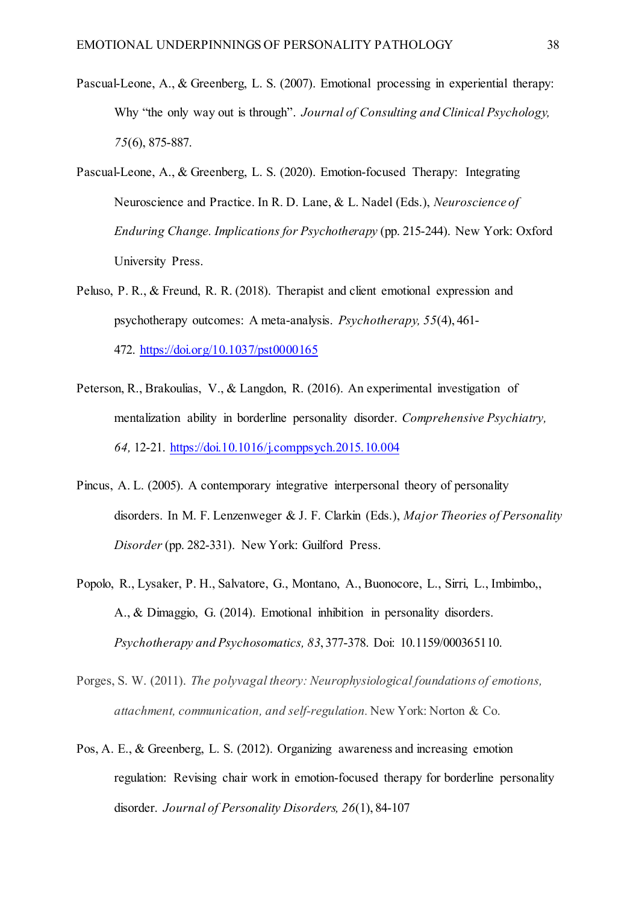Pascual-Leone, A., & Greenberg, L. S. (2007). Emotional processing in experiential therapy: Why "the only way out is through". *Journal of Consulting and Clinical Psychology, 75*(6), 875-887.

Pascual-Leone, A., & Greenberg, L. S. (2020). Emotion-focused Therapy: Integrating Neuroscience and Practice. In R. D. Lane, & L. Nadel (Eds.), *Neuroscience of Enduring Change. Implications for Psychotherapy* (pp. 215-244). New York: Oxford University Press.

Peluso, P. R., & Freund, R. R. (2018). Therapist and client emotional expression and psychotherapy outcomes: A meta-analysis. *Psychotherapy, 55*(4), 461-472. https://doi.org/10.1037/pst0000165

Peterson, R., Brakoulias, V., & Langdon, R. (2016). An experimental investigation of mentalization ability in borderline personality disorder. *Comprehensive Psychiatry, 64,* 12-21. https://doi.10.1016/j.comppsych.2015.10.004

Pincus, A. L. (2005). A contemporary integrative interpersonal theory of personality disorders. In M. F. Lenzenweger & J. F. Clarkin (Eds.), *Major Theories of Personality Disorder* (pp. 282-331). New York: Guilford Press.

Popolo, R., Lysaker, P. H., Salvatore, G., Montano, A., Buonocore, L., Sirri, L., Imbimbo,, A., & Dimaggio, G. (2014). Emotional inhibition in personality disorders. *Psychotherapy and Psychosomatics, 83*, 377-378. Doi: 10.1159/000365110.

Porges, S. W. (2011). *The polyvagal theory: Neurophysiological foundations of emotions, attachment, communication, and self-regulation.* New York: Norton & Co.

Pos, A. E., & Greenberg, L. S. (2012). Organizing awareness and increasing emotion regulation: Revising chair work in emotion-focused therapy for borderline personality disorder. *Journal of Personality Disorders, 26*(1), 84-107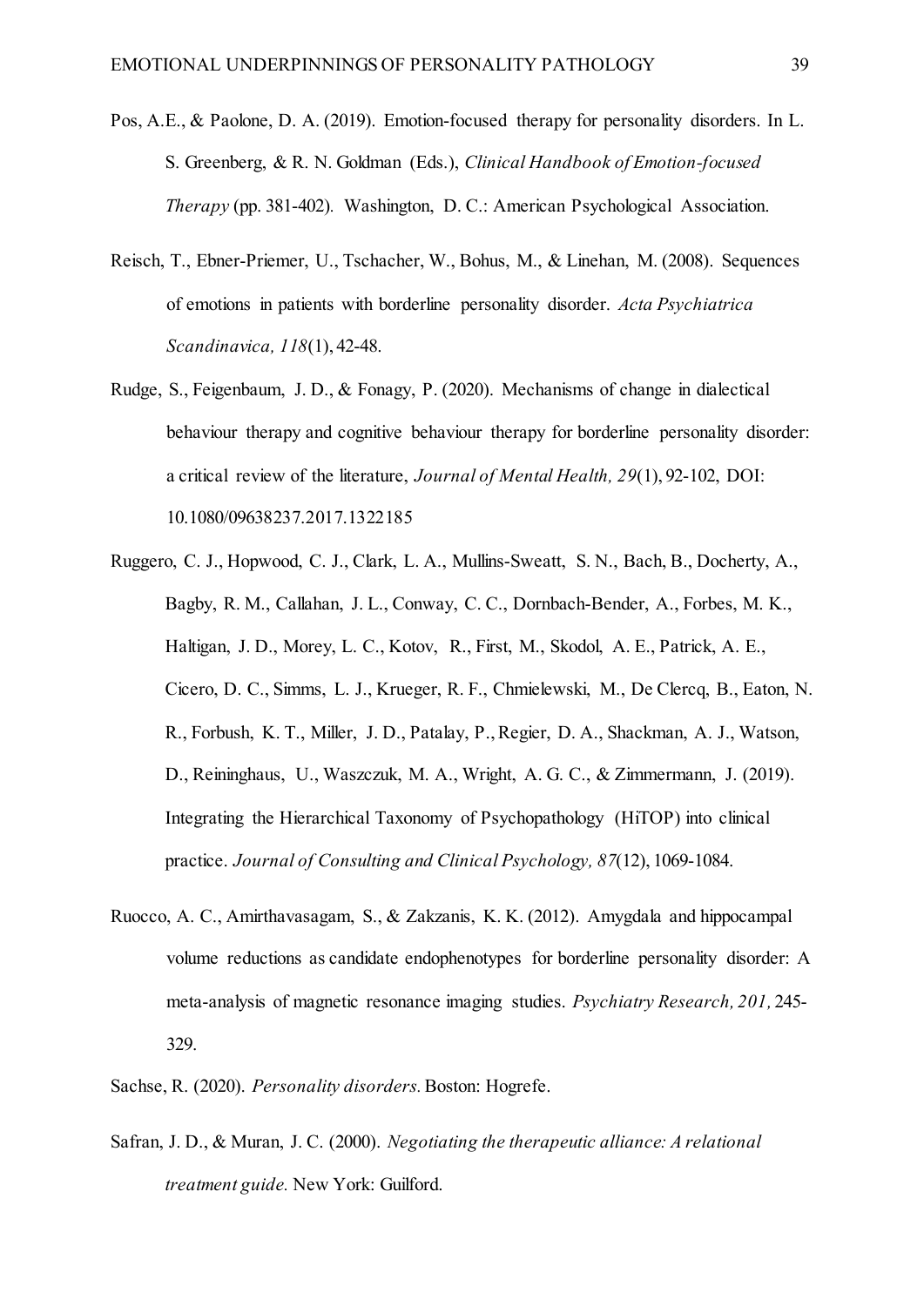Pos, A.E., & Paolone, D. A. (2019). Emotion-focused therapy for personality disorders. In L. S. Greenberg, & R. N. Goldman (Eds.), *Clinical Handbook of Emotion-focused Therapy* (pp. 381-402). Washington, D. C.: American Psychological Association.

Reisch, T., Ebner-Priemer, U., Tschacher, W., Bohus, M., & Linehan, M. (2008). Sequences of emotions in patients with borderline personality disorder. *Acta Psychiatrica Scandinavica, 118*(1), 42-48.

Rudge, S., Feigenbaum, J. D., & Fonagy, P. (2020). Mechanisms of change in dialectical behaviour therapy and cognitive behaviour therapy for borderline personality disorder: a critical review of the literature, *Journal of Mental Health, 29*(1), 92-102, DOI: 10.1080/09638237.2017.1322185

Ruggero, C. J., Hopwood, C. J., Clark, L. A., Mullins-Sweatt, S. N., Bach, B., Docherty, A., Bagby, R. M., Callahan, J. L., Conway, C. C., Dornbach-Bender, A., Forbes, M. K., Haltigan, J. D., Morey, L. C., Kotov, R., First, M., Skodol, A. E., Patrick, A. E., Cicero, D. C., Simms, L. J., Krueger, R. F., Chmielewski, M., De Clercq, B., Eaton, N. R., Forbush, K. T., Miller, J. D., Patalay, P., Regier, D. A., Shackman, A. J., Watson, D., Reininghaus, U., Waszczuk, M. A., Wright, A. G. C., & Zimmermann, J. (2019). Integrating the Hierarchical Taxonomy of Psychopathology (HiTOP) into clinical practice. *Journal of Consulting and Clinical Psychology, 87*(12), 1069-1084.

Ruocco, A. C., Amirthavasagam, S., & Zakzanis, K. K. (2012). Amygdala and hippocampal volume reductions as candidate endophenotypes for borderline personality disorder: A meta-analysis of magnetic resonance imaging studies. *Psychiatry Research, 201,* 245-329.

Sachse, R. (2020). *Personality disorders.* Boston: Hogrefe.

Safran, J. D., & Muran, J. C. (2000). *Negotiating the therapeutic alliance: A relational treatment guide.* New York: Guilford.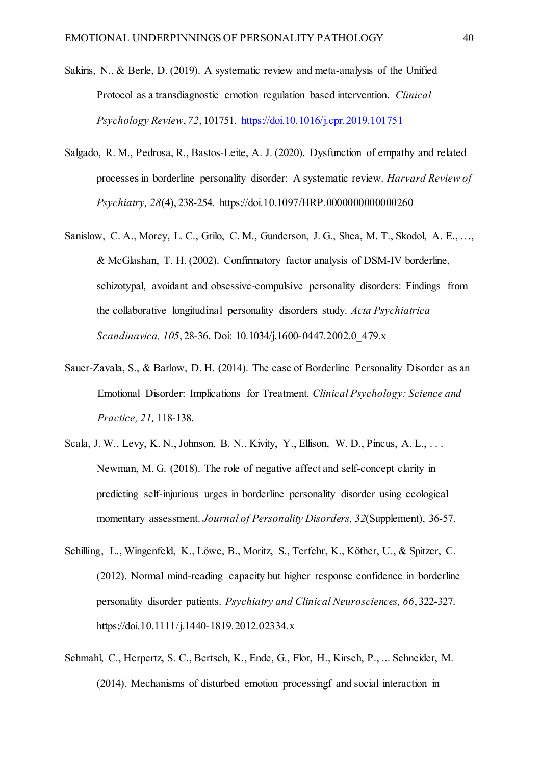Sakiris, N., & Berle, D. (2019). A systematic review and meta-analysis of the Unified Protocol as a transdiagnostic emotion regulation based intervention. *Clinical Psychology Review*, *72*, 101751. https://doi.10.1016/j.cpr.2019.101751

Salgado, R. M., Pedrosa, R., Bastos-Leite, A. J. (2020). Dysfunction of empathy and related processes in borderline personality disorder: A systematic review. *Harvard Review of Psychiatry, 28*(4), 238-254. https://doi.10.1097/HRP.0000000000000260

Sanislow, C. A., Morey, L. C., Grilo, C. M., Gunderson, J. G., Shea, M. T., Skodol, A. E., …, & McGlashan, T. H. (2002). Confirmatory factor analysis of DSM-IV borderline, schizotypal, avoidant and obsessive-compulsive personality disorders: Findings from the collaborative longitudinal personality disorders study. *Acta Psychiatrica Scandinavica, 105*, 28-36. Doi: 10.1034/j.1600-0447.2002.0_479.x

Sauer-Zavala, S., & Barlow, D. H. (2014). The case of Borderline Personality Disorder as an Emotional Disorder: Implications for Treatment. *Clinical Psychology: Science and Practice, 21,* 118-138.

Scala, J. W., Levy, K. N., Johnson, B. N., Kivity, Y., Ellison, W. D., Pincus, A. L., . . . Newman, M. G. (2018). The role of negative affect and self-concept clarity in predicting self-injurious urges in borderline personality disorder using ecological momentary assessment. *Journal of Personality Disorders, 32*(Supplement), 36-57.

Schilling, L., Wingenfeld, K., Löwe, B., Moritz, S., Terfehr, K., Köther, U., & Spitzer, C. (2012). Normal mind-reading capacity but higher response confidence in borderline personality disorder patients. *Psychiatry and Clinical Neurosciences, 66*, 322-327. https://doi.10.1111/j.1440-1819.2012.02334.x

Schmahl, C., Herpertz, S. C., Bertsch, K., Ende, G., Flor, H., Kirsch, P., ... Schneider, M. (2014). Mechanisms of disturbed emotion processingf and social interaction in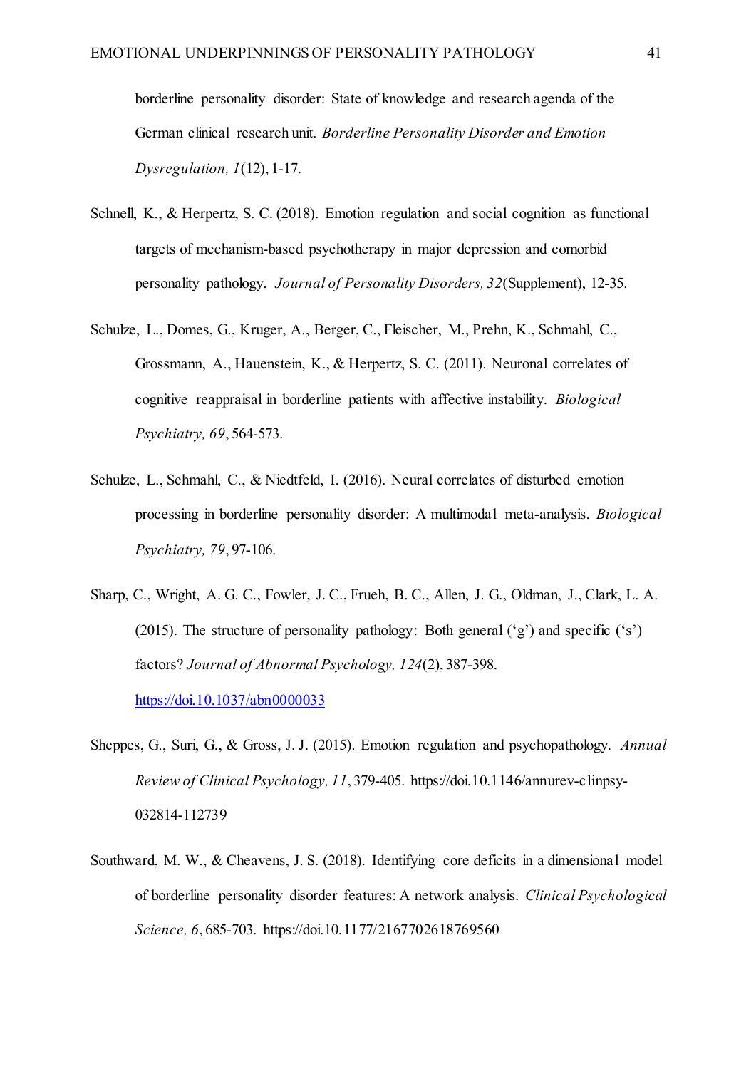borderline personality disorder: State of knowledge and research agenda of the German clinical research unit. *Borderline Personality Disorder and Emotion Dysregulation, 1*(12), 1-17.

Schnell, K., & Herpertz, S. C. (2018). Emotion regulation and social cognition as functional targets of mechanism-based psychotherapy in major depression and comorbid personality pathology. *Journal of Personality Disorders, 32*(Supplement), 12-35.

Schulze, L., Domes, G., Kruger, A., Berger, C., Fleischer, M., Prehn, K., Schmahl, C., Grossmann, A., Hauenstein, K., & Herpertz, S. C. (2011). Neuronal correlates of cognitive reappraisal in borderline patients with affective instability. *Biological Psychiatry, 69*, 564-573.

Schulze, L., Schmahl, C., & Niedtfeld, I. (2016). Neural correlates of disturbed emotion processing in borderline personality disorder: A multimodal meta-analysis. *Biological Psychiatry, 79*, 97-106.

Sharp, C., Wright, A. G. C., Fowler, J. C., Frueh, B. C., Allen, J. G., Oldman, J., Clark, L. A. (2015). The structure of personality pathology: Both general ('g') and specific ('s') factors? *Journal of Abnormal Psychology, 124*(2), 387-398. https://doi.10.1037/abn0000033

Sheppes, G., Suri, G., & Gross, J. J. (2015). Emotion regulation and psychopathology. *Annual Review of Clinical Psychology, 11*, 379-405. https://doi.10.1146/annurev-clinpsy-032814-112739

Southward, M. W., & Cheavens, J. S. (2018). Identifying core deficits in a dimensional model of borderline personality disorder features: A network analysis. *Clinical Psychological Science, 6*, 685-703. https://doi.10.1177/2167702618769560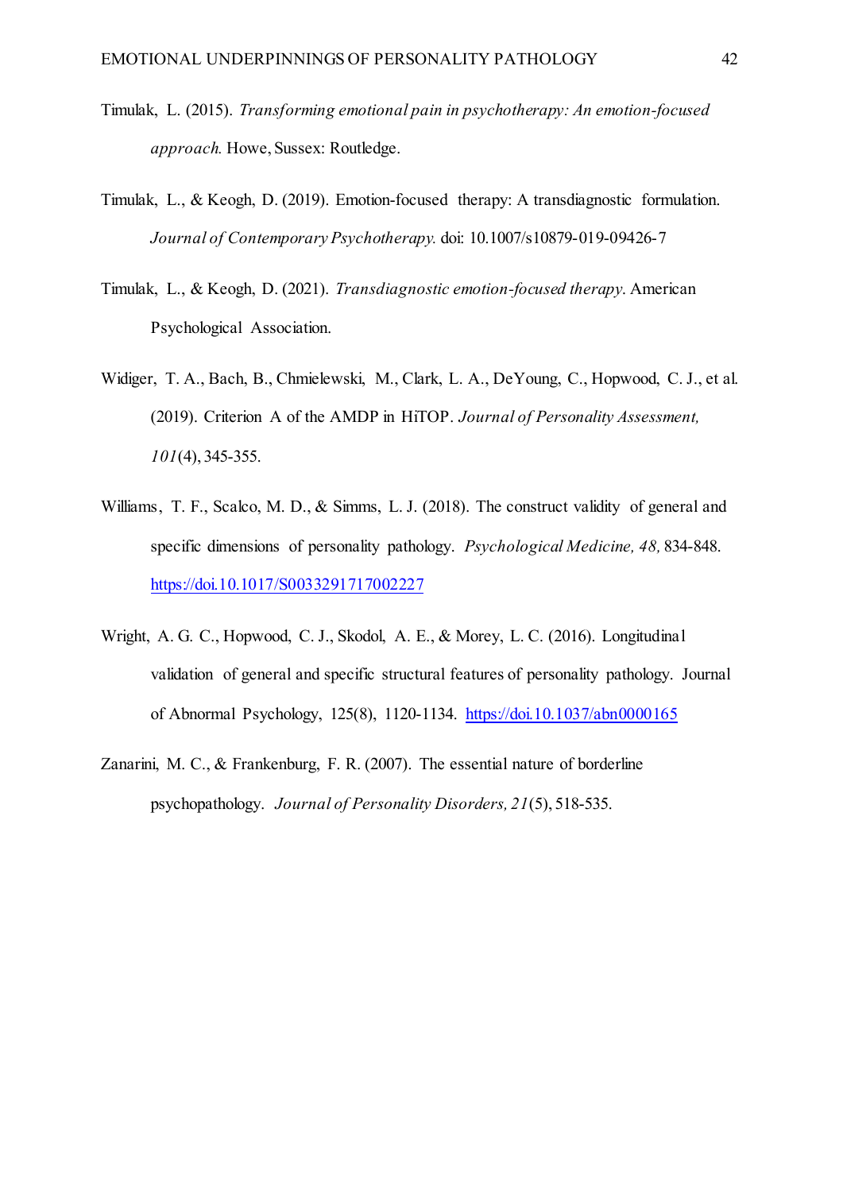Timulak, L. (2015). *Transforming emotional pain in psychotherapy: An emotion-focused approach.* Howe, Sussex: Routledge.

Timulak, L., & Keogh, D. (2019). Emotion-focused therapy: A transdiagnostic formulation. *Journal of Contemporary Psychotherapy.* doi: 10.1007/s10879-019-09426-7

Timulak, L., & Keogh, D. (2021). *Transdiagnostic emotion-focused therapy*. American Psychological Association.

Widiger, T. A., Bach, B., Chmielewski, M., Clark, L. A., DeYoung, C., Hopwood, C. J., et al. (2019). Criterion A of the AMDP in HiTOP. *Journal of Personality Assessment, 101*(4), 345-355.

Williams, T. F., Scalco, M. D., & Simms, L. J. (2018). The construct validity of general and specific dimensions of personality pathology. *Psychological Medicine, 48,* 834-848. https://doi.10.1017/S0033291717002227

Wright, A. G. C., Hopwood, C. J., Skodol, A. E., & Morey, L. C. (2016). Longitudinal validation of general and specific structural features of personality pathology. Journal of Abnormal Psychology, 125(8), 1120-1134. https://doi.10.1037/abn0000165

Zanarini, M. C., & Frankenburg, F. R. (2007). The essential nature of borderline psychopathology. *Journal of Personality Disorders, 21*(5), 518-535.